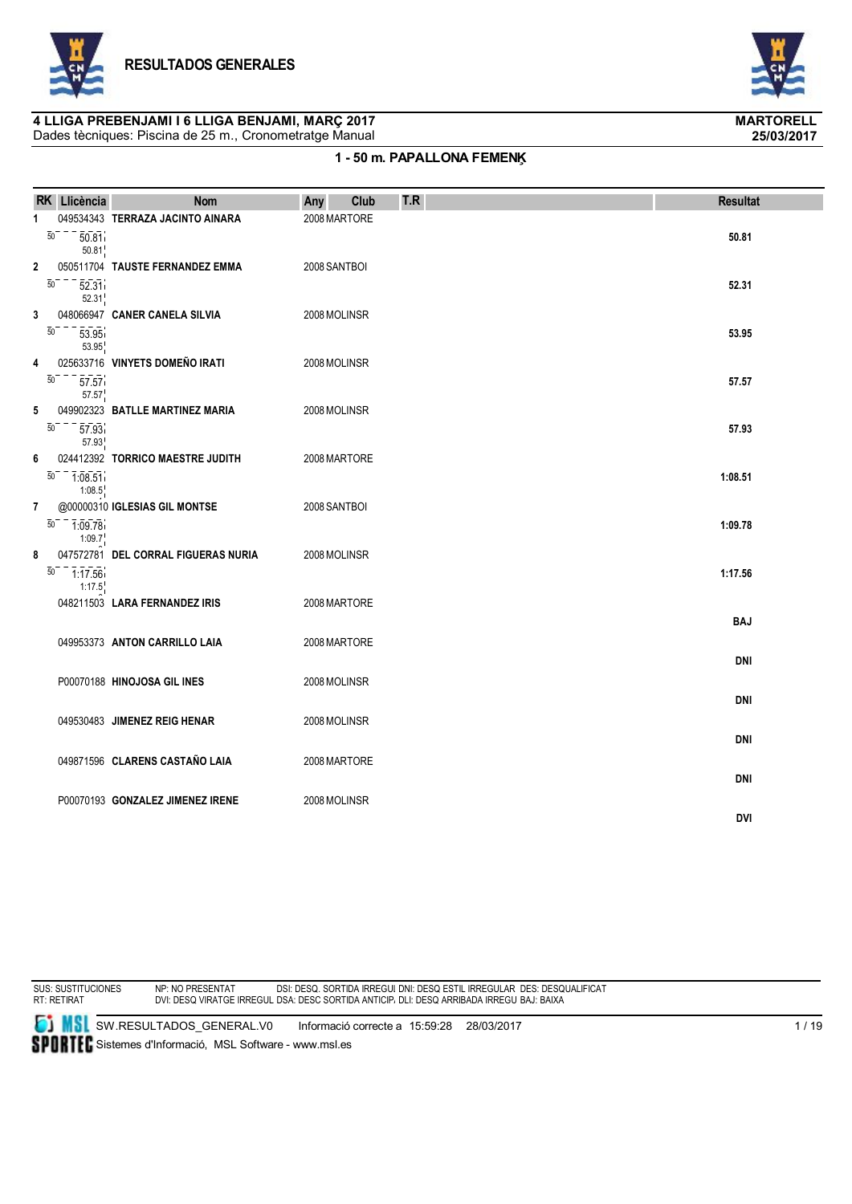# RESULTADOS GENERALES

**4 LLIGA PREBENJAMI I 6 LLIGA BENJAMI, MARÇ 2017** — **MARTORELL**

Dades tècniques: Piscina de 25 m., Cronometratge Manual — **25/03/2017**

## 1 - 50 m. PAPALLONA FEMENÍ

| RK | Llicència | Nom | Any | Club | T.R | Parcials | Resultat |
|---|---|---|---|---|---|---|---|
| 1 | 049534343 | **TERRAZA JACINTO AINARA** | 2008 | MARTORE | | 50: 50.81 (50.81) | **50.81** |
| 2 | 050511704 | **TAUSTE FERNANDEZ EMMA** | 2008 | SANTBOI | | 50: 52.31 (52.31) | **52.31** |
| 3 | 048066947 | **CANER CANELA SILVIA** | 2008 | MOLINSR | | 50: 53.95 (53.95) | **53.95** |
| 4 | 025633716 | **VINYETS DOMEÑO IRATI** | 2008 | MOLINSR | | 50: 57.57 (57.57) | **57.57** |
| 5 | 049902323 | **BATLLE MARTINEZ MARIA** | 2008 | MOLINSR | | 50: 57.93 (57.93) | **57.93** |
| 6 | 024412392 | **TORRICO MAESTRE JUDITH** | 2008 | MARTORE | | 50: 1:08.51 (1:08.5) | **1:08.51** |
| 7 | @00000310 | **IGLESIAS GIL MONTSE** | 2008 | SANTBOI | | 50: 1:09.78 (1:09.7) | **1:09.78** |
| 8 | 047572781 | **DEL CORRAL FIGUERAS NURIA** | 2008 | MOLINSR | | 50: 1:17.56 (1:17.5) | **1:17.56** |
| | 048211503 | **LARA FERNANDEZ IRIS** | 2008 | MARTORE | | | **BAJ** |
| | 049953373 | **ANTON CARRILLO LAIA** | 2008 | MARTORE | | | **DNI** |
| | P00070188 | **HINOJOSA GIL INES** | 2008 | MOLINSR | | | **DNI** |
| | 049530483 | **JIMENEZ REIG HENAR** | 2008 | MOLINSR | | | **DNI** |
| | 049871596 | **CLARENS CASTAÑO LAIA** | 2008 | MARTORE | | | **DNI** |
| | P00070193 | **GONZALEZ JIMENEZ IRENE** | 2008 | MOLINSR | | | **DVI** |

SUS: SUSTITUCIONES — NP: NO PRESENTAT — DSI: DESQ. SORTIDA IRREGUL — DNI: DESQ ESTIL IRREGULAR — DES: DESQUALIFICAT
RT: RETIRAT — DVI: DESQ VIRATGE IRREGUL — DSA: DESC SORTIDA ANTICIP. — DLI: DESQ ARRIBADA IRREGU — BAJ: BAIXA

SW.RESULTADOS_GENERAL.V0 — Informació correcte a 15:59:28 28/03/2017

Sistemes d'Informació, MSL Software - www.msl.es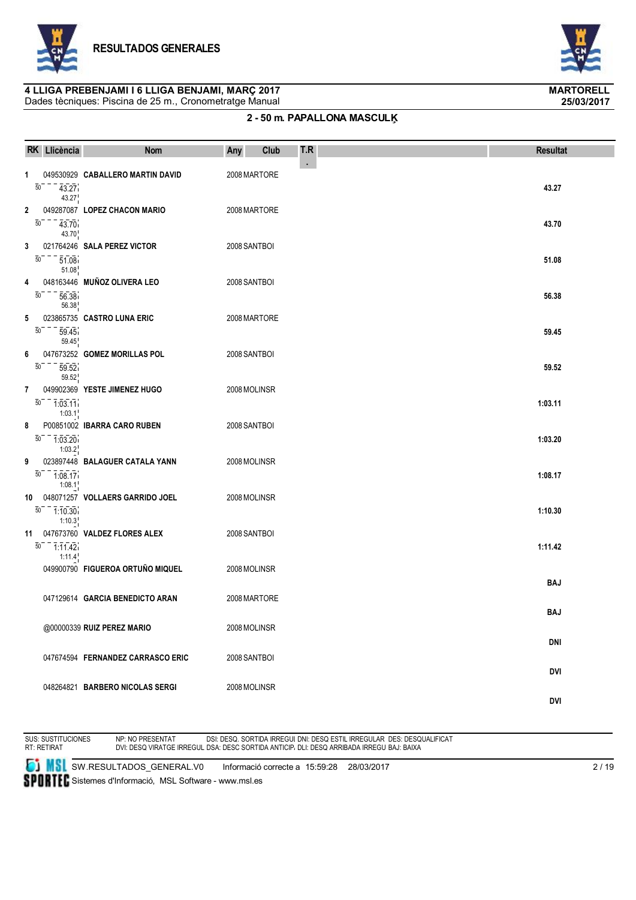# RESULTADOS GENERALES

**4 LLIGA PREBENJAMI I 6 LLIGA BENJAMI, MARÇ 2017** — **MARTORELL**
Dades tècniques: Piscina de 25 m., Cronometratge Manual — **25/03/2017**

## 2 - 50 m. PAPALLONA MASCULĶ

| RK | Llicència | Nom | Any | Club | T.R. | Resultat |
|---|---|---|---|---|---|---|
| 1 | 049530929 | **CABALLERO MARTIN DAVID** | 2008 | MARTORE | | **43.27** |
| | 50 — 43.27 / 43.27 | | | | | |
| 2 | 049287087 | **LOPEZ CHACON MARIO** | 2008 | MARTORE | | **43.70** |
| | 50 — 43.70 / 43.70 | | | | | |
| 3 | 021764246 | **SALA PEREZ VICTOR** | 2008 | SANTBOI | | **51.08** |
| | 50 — 51.08 / 51.08 | | | | | |
| 4 | 048163446 | **MUÑOZ OLIVERA LEO** | 2008 | SANTBOI | | **56.38** |
| | 50 — 56.38 / 56.38 | | | | | |
| 5 | 023865735 | **CASTRO LUNA ERIC** | 2008 | MARTORE | | **59.45** |
| | 50 — 59.45 / 59.45 | | | | | |
| 6 | 047673252 | **GOMEZ MORILLAS POL** | 2008 | SANTBOI | | **59.52** |
| | 50 — 59.52 / 59.52 | | | | | |
| 7 | 049902369 | **YESTE JIMENEZ HUGO** | 2008 | MOLINSR | | **1:03.11** |
| | 50 — 1:03.11 / 1:03.1 | | | | | |
| 8 | P00851002 | **IBARRA CARO RUBEN** | 2008 | SANTBOI | | **1:03.20** |
| | 50 — 1:03.20 / 1:03.2 | | | | | |
| 9 | 023897448 | **BALAGUER CATALA YANN** | 2008 | MOLINSR | | **1:08.17** |
| | 50 — 1:08.17 / 1:08.1 | | | | | |
| 10 | 048071257 | **VOLLAERS GARRIDO JOEL** | 2008 | MOLINSR | | **1:10.30** |
| | 50 — 1:10.30 / 1:10.3 | | | | | |
| 11 | 047673760 | **VALDEZ FLORES ALEX** | 2008 | SANTBOI | | **1:11.42** |
| | 50 — 1:11.42 / 1:11.4 | | | | | |
| | 049900790 | **FIGUEROA ORTUÑO MIQUEL** | 2008 | MOLINSR | | **BAJ** |
| | 047129614 | **GARCIA BENEDICTO ARAN** | 2008 | MARTORE | | **BAJ** |
| | @00000339 | **RUIZ PEREZ MARIO** | 2008 | MOLINSR | | **DNI** |
| | 047674594 | **FERNANDEZ CARRASCO ERIC** | 2008 | SANTBOI | | **DVI** |
| | 048264821 | **BARBERO NICOLAS SERGI** | 2008 | MOLINSR | | **DVI** |

SUS: SUSTITUCIONES — NP: NO PRESENTAT — DSI: DESQ. SORTIDA IRREGUL — DNI: DESQ ESTIL IRREGULAR — DES: DESQUALIFICAT
RT: RETIRAT — DVI: DESQ VIRATGE IRREGUL — DSA: DESC SORTIDA ANTICIP. — DLI: DESQ ARRIBADA IRREGU — BAJ: BAIXA

SW.RESULTADOS_GENERAL.V0 — Informació correcte a 15:59:28 28/03/2017
Sistemes d'Informació, MSL Software - www.msl.es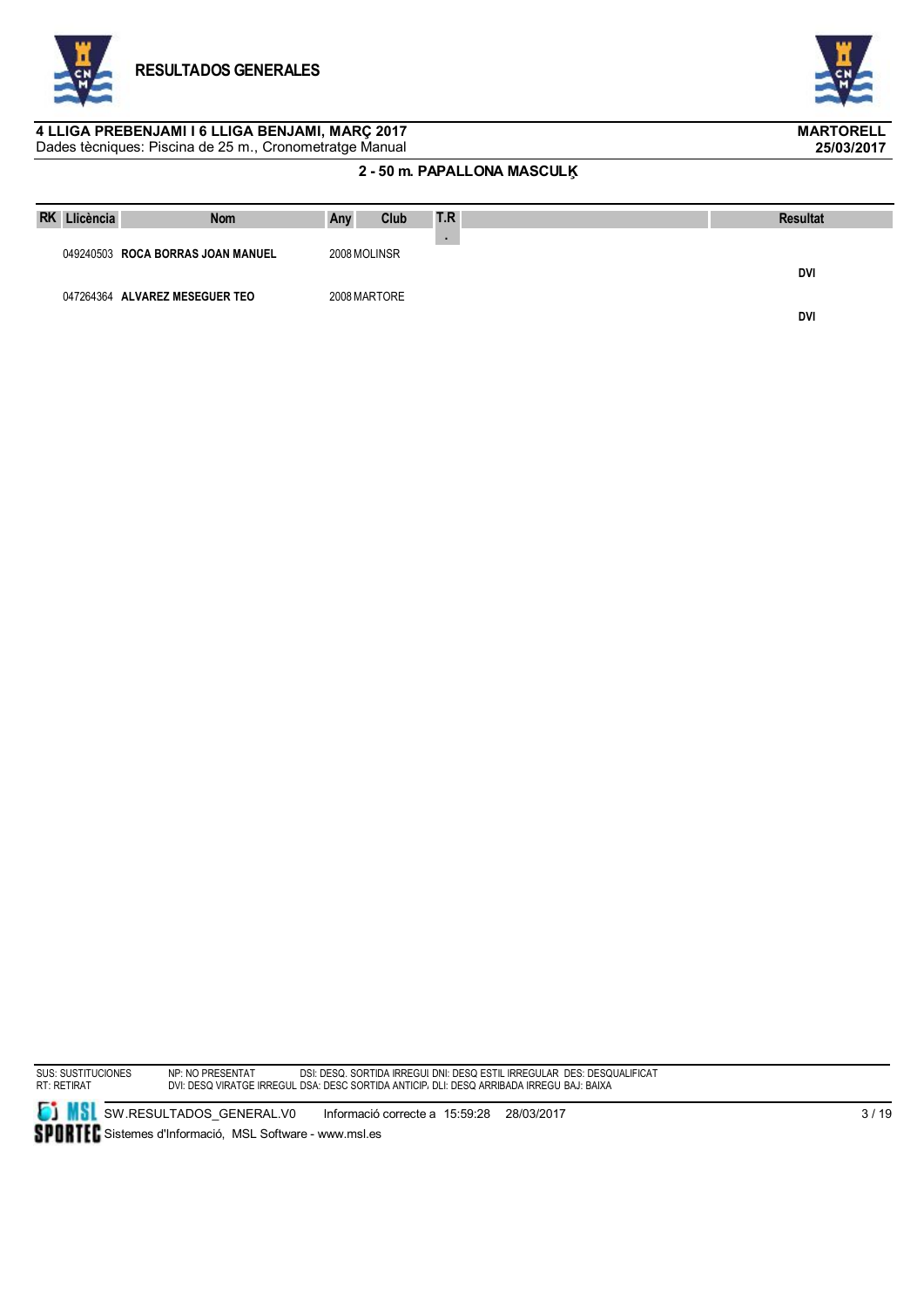# RESULTADOS GENERALES

**4 LLIGA PREBENJAMI I 6 LLIGA BENJAMI, MARÇ 2017**
Dades tècniques: Piscina de 25 m., Cronometratge Manual

**MARTORELL**
**25/03/2017**

## 2 - 50 m. PAPALLONA MASCULĶ

| RK | Llicència | Nom | Any | Club | T.R. | | Resultat |
|---|---|---|---|---|---|---|---|
| | 049240503 | **ROCA BORRAS JOAN MANUEL** | 2008 | MOLINSR | | | **DVI** |
| | 047264364 | **ALVAREZ MESEGUER TEO** | 2008 | MARTORE | | | **DVI** |

SUS: SUSTITUCIONES  NP: NO PRESENTAT  DSI: DESQ. SORTIDA IRREGUI DNI: DESQ ESTIL IRREGULAR DES: DESQUALIFICAT
RT: RETIRAT  DVI: DESQ VIRATGE IRREGUL DSA: DESC SORTIDA ANTICIP. DLI: DESQ ARRIBADA IRREGU BAJ: BAIXA

SW.RESULTADOS_GENERAL.V0  Informació correcte a 15:59:28 28/03/2017
Sistemes d'Informació, MSL Software - www.msl.es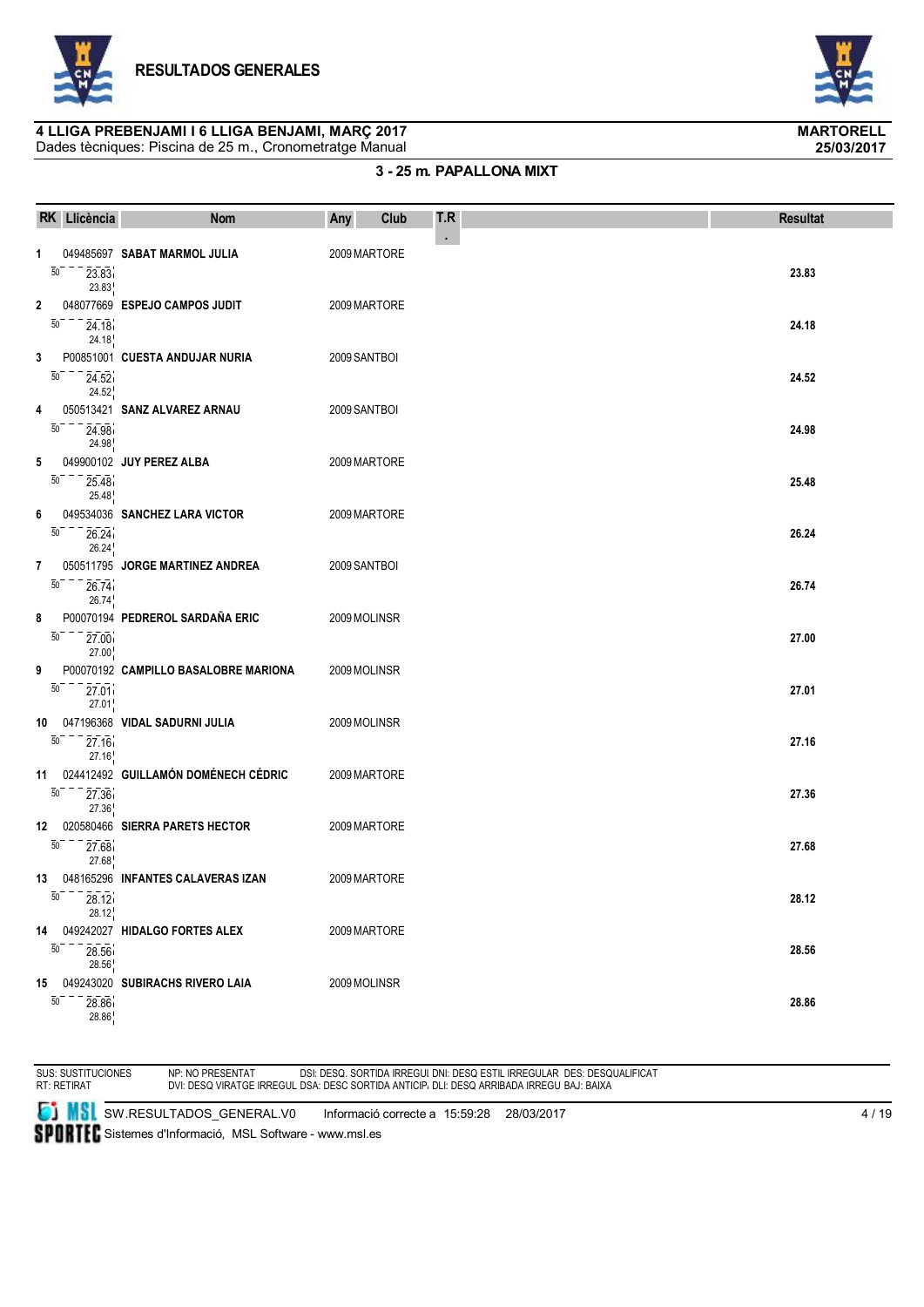# RESULTADOS GENERALES

**4 LLIGA PREBENJAMI I 6 LLIGA BENJAMI, MARÇ 2017**
Dades tècniques: Piscina de 25 m., Cronometratge Manual

**MARTORELL**
**25/03/2017**

### 3 - 25 m. PAPALLONA MIXT

| RK | Llicència | Nom | Any | Club | T.R. | Parcial 50 | Resultat |
|---|---|---|---|---|---|---|---|
| 1 | 049485697 | **SABAT MARMOL JULIA** | 2009 | MARTORE | | 23.83 / 23.83 | **23.83** |
| 2 | 048077669 | **ESPEJO CAMPOS JUDIT** | 2009 | MARTORE | | 24.18 / 24.18 | **24.18** |
| 3 | P00851001 | **CUESTA ANDUJAR NURIA** | 2009 | SANTBOI | | 24.52 / 24.52 | **24.52** |
| 4 | 050513421 | **SANZ ALVAREZ ARNAU** | 2009 | SANTBOI | | 24.98 / 24.98 | **24.98** |
| 5 | 049900102 | **JUY PEREZ ALBA** | 2009 | MARTORE | | 25.48 / 25.48 | **25.48** |
| 6 | 049534036 | **SANCHEZ LARA VICTOR** | 2009 | MARTORE | | 26.24 / 26.24 | **26.24** |
| 7 | 050511795 | **JORGE MARTINEZ ANDREA** | 2009 | SANTBOI | | 26.74 / 26.74 | **26.74** |
| 8 | P00070194 | **PEDREROL SARDAÑA ERIC** | 2009 | MOLINSR | | 27.00 / 27.00 | **27.00** |
| 9 | P00070192 | **CAMPILLO BASALOBRE MARIONA** | 2009 | MOLINSR | | 27.01 / 27.01 | **27.01** |
| 10 | 047196368 | **VIDAL SADURNI JULIA** | 2009 | MOLINSR | | 27.16 / 27.16 | **27.16** |
| 11 | 024412492 | **GUILLAMÓN DOMÉNECH CÉDRIC** | 2009 | MARTORE | | 27.36 / 27.36 | **27.36** |
| 12 | 020580466 | **SIERRA PARETS HECTOR** | 2009 | MARTORE | | 27.68 / 27.68 | **27.68** |
| 13 | 048165296 | **INFANTES CALAVERAS IZAN** | 2009 | MARTORE | | 28.12 / 28.12 | **28.12** |
| 14 | 049242027 | **HIDALGO FORTES ALEX** | 2009 | MARTORE | | 28.56 / 28.56 | **28.56** |
| 15 | 049243020 | **SUBIRACHS RIVERO LAIA** | 2009 | MOLINSR | | 28.86 / 28.86 | **28.86** |

SUS: SUSTITUCIONES NP: NO PRESENTAT DSI: DESQ. SORTIDA IRREGUL DNI: DESQ ESTIL IRREGULAR DES: DESQUALIFICAT
RT: RETIRAT DVI: DESQ VIRATGE IRREGUL DSA: DESC SORTIDA ANTICIP. DLI: DESQ ARRIBADA IRREGU BAJ: BAIXA

SW.RESULTADOS_GENERAL.V0 Informació correcte a 15:59:28 28/03/2017
Sistemes d'Informació, MSL Software - www.msl.es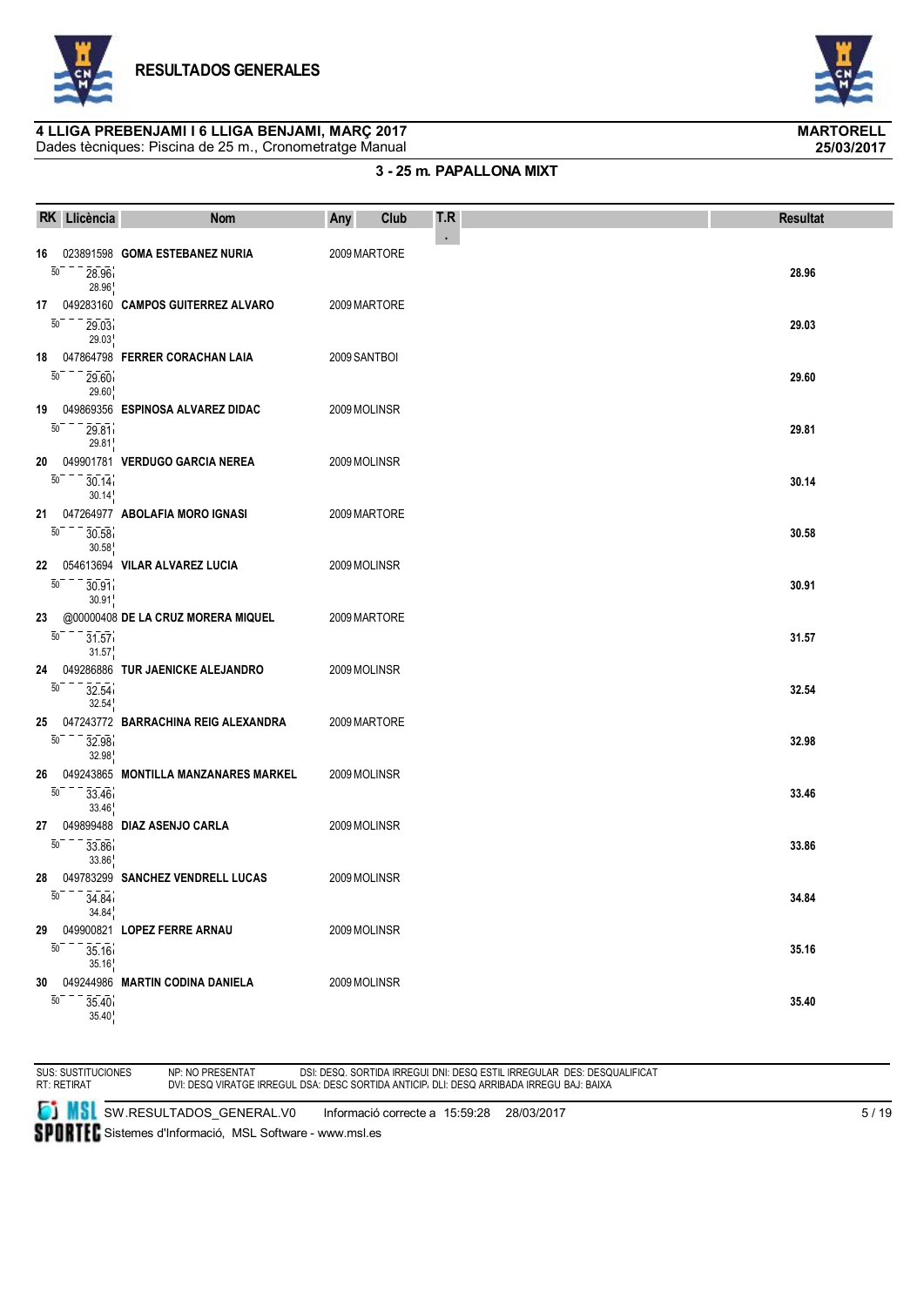## RESULTADOS GENERALES

**4 LLIGA PREBENJAMI I 6 LLIGA BENJAMI, MARÇ 2017** — **MARTORELL**

Dades tècniques: Piscina de 25 m., Cronometratge Manual — **25/03/2017**

### 3 - 25 m. PAPALLONA MIXT

| RK | Llicència | Nom | Any | Club | T.R. | Parcials | Resultat |
|---|---|---|---|---|---|---|---|
| 16 | 023891598 | **GOMA ESTEBANEZ NURIA** | 2009 | MARTORE | | 50: 28.96 / 28.96 | **28.96** |
| 17 | 049283160 | **CAMPOS GUITERREZ ALVARO** | 2009 | MARTORE | | 50: 29.03 / 29.03 | **29.03** |
| 18 | 047864798 | **FERRER CORACHAN LAIA** | 2009 | SANTBOI | | 50: 29.60 / 29.60 | **29.60** |
| 19 | 049869356 | **ESPINOSA ALVAREZ DIDAC** | 2009 | MOLINSR | | 50: 29.81 / 29.81 | **29.81** |
| 20 | 049901781 | **VERDUGO GARCIA NEREA** | 2009 | MOLINSR | | 50: 30.14 / 30.14 | **30.14** |
| 21 | 047264977 | **ABOLAFIA MORO IGNASI** | 2009 | MARTORE | | 50: 30.58 / 30.58 | **30.58** |
| 22 | 054613694 | **VILAR ALVAREZ LUCIA** | 2009 | MOLINSR | | 50: 30.91 / 30.91 | **30.91** |
| 23 | @00000408 | **DE LA CRUZ MORERA MIQUEL** | 2009 | MARTORE | | 50: 31.57 / 31.57 | **31.57** |
| 24 | 049286886 | **TUR JAENICKE ALEJANDRO** | 2009 | MOLINSR | | 50: 32.54 / 32.54 | **32.54** |
| 25 | 047243772 | **BARRACHINA REIG ALEXANDRA** | 2009 | MARTORE | | 50: 32.98 / 32.98 | **32.98** |
| 26 | 049243865 | **MONTILLA MANZANARES MARKEL** | 2009 | MOLINSR | | 50: 33.46 / 33.46 | **33.46** |
| 27 | 049899488 | **DIAZ ASENJO CARLA** | 2009 | MOLINSR | | 50: 33.86 / 33.86 | **33.86** |
| 28 | 049783299 | **SANCHEZ VENDRELL LUCAS** | 2009 | MOLINSR | | 50: 34.84 / 34.84 | **34.84** |
| 29 | 049900821 | **LOPEZ FERRE ARNAU** | 2009 | MOLINSR | | 50: 35.16 / 35.16 | **35.16** |
| 30 | 049244986 | **MARTIN CODINA DANIELA** | 2009 | MOLINSR | | 50: 35.40 / 35.40 | **35.40** |

SUS: SUSTITUCIONES — NP: NO PRESENTAT — DSI: DESQ. SORTIDA IRREGUL DNI: DESQ ESTIL IRREGULAR DES: DESQUALIFICAT

RT: RETIRAT — DVI: DESQ VIRATGE IRREGUL DSA: DESC SORTIDA ANTICIP. DLI: DESQ ARRIBADA IRREGU BAJ: BAIXA

SW.RESULTADOS_GENERAL.V0 — Informació correcte a 15:59:28 28/03/2017

Sistemes d'Informació, MSL Software - www.msl.es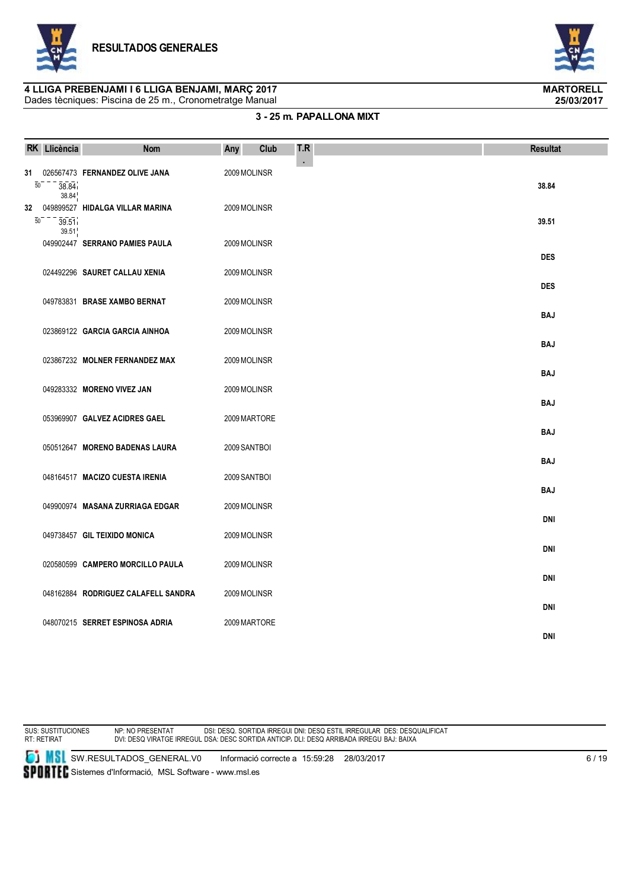## RESULTADOS GENERALES

**4 LLIGA PREBENJAMI I 6 LLIGA BENJAMI, MARÇ 2017** — **MARTORELL**

Dades tècniques: Piscina de 25 m., Cronometratge Manual — **25/03/2017**

### 3 - 25 m. PAPALLONA MIXT

| RK | Llicència | Nom | Any | Club | T.R. | Resultat |
|---|---|---|---|---|---|---|
| 31 | 026567473 | **FERNANDEZ OLIVE JANA** | 2009 | MOLINSR | | **38.84** |
| | 50 | 38.84 / 38.84 | | | | |
| 32 | 049899527 | **HIDALGA VILLAR MARINA** | 2009 | MOLINSR | | **39.51** |
| | 50 | 39.51 / 39.51 | | | | |
| | 049902447 | **SERRANO PAMIES PAULA** | 2009 | MOLINSR | | **DES** |
| | 024492296 | **SAURET CALLAU XENIA** | 2009 | MOLINSR | | **DES** |
| | 049783831 | **BRASE XAMBO BERNAT** | 2009 | MOLINSR | | **BAJ** |
| | 023869122 | **GARCIA GARCIA AINHOA** | 2009 | MOLINSR | | **BAJ** |
| | 023867232 | **MOLNER FERNANDEZ MAX** | 2009 | MOLINSR | | **BAJ** |
| | 049283332 | **MORENO VIVEZ JAN** | 2009 | MOLINSR | | **BAJ** |
| | 053969907 | **GALVEZ ACIDRES GAEL** | 2009 | MARTORE | | **BAJ** |
| | 050512647 | **MORENO BADENAS LAURA** | 2009 | SANTBOI | | **BAJ** |
| | 048164517 | **MACIZO CUESTA IRENIA** | 2009 | SANTBOI | | **BAJ** |
| | 049900974 | **MASANA ZURRIAGA EDGAR** | 2009 | MOLINSR | | **DNI** |
| | 049738457 | **GIL TEIXIDO MONICA** | 2009 | MOLINSR | | **DNI** |
| | 020580599 | **CAMPERO MORCILLO PAULA** | 2009 | MOLINSR | | **DNI** |
| | 048162884 | **RODRIGUEZ CALAFELL SANDRA** | 2009 | MOLINSR | | **DNI** |
| | 048070215 | **SERRET ESPINOSA ADRIA** | 2009 | MARTORE | | **DNI** |

SUS: SUSTITUCIONES  NP: NO PRESENTAT  DSI: DESQ. SORTIDA IRREGUI DNI: DESQ ESTIL IRREGULAR  DES: DESQUALIFICAT
RT: RETIRAT  DVI: DESQ VIRATGE IRREGUL DSA: DESC SORTIDA ANTICIP. DLI: DESQ ARRIBADA IRREGU BAJ: BAIXA

SW.RESULTADOS_GENERAL.V0  Informació correcte a 15:59:28 28/03/2017
Sistemes d'Informació, MSL Software - www.msl.es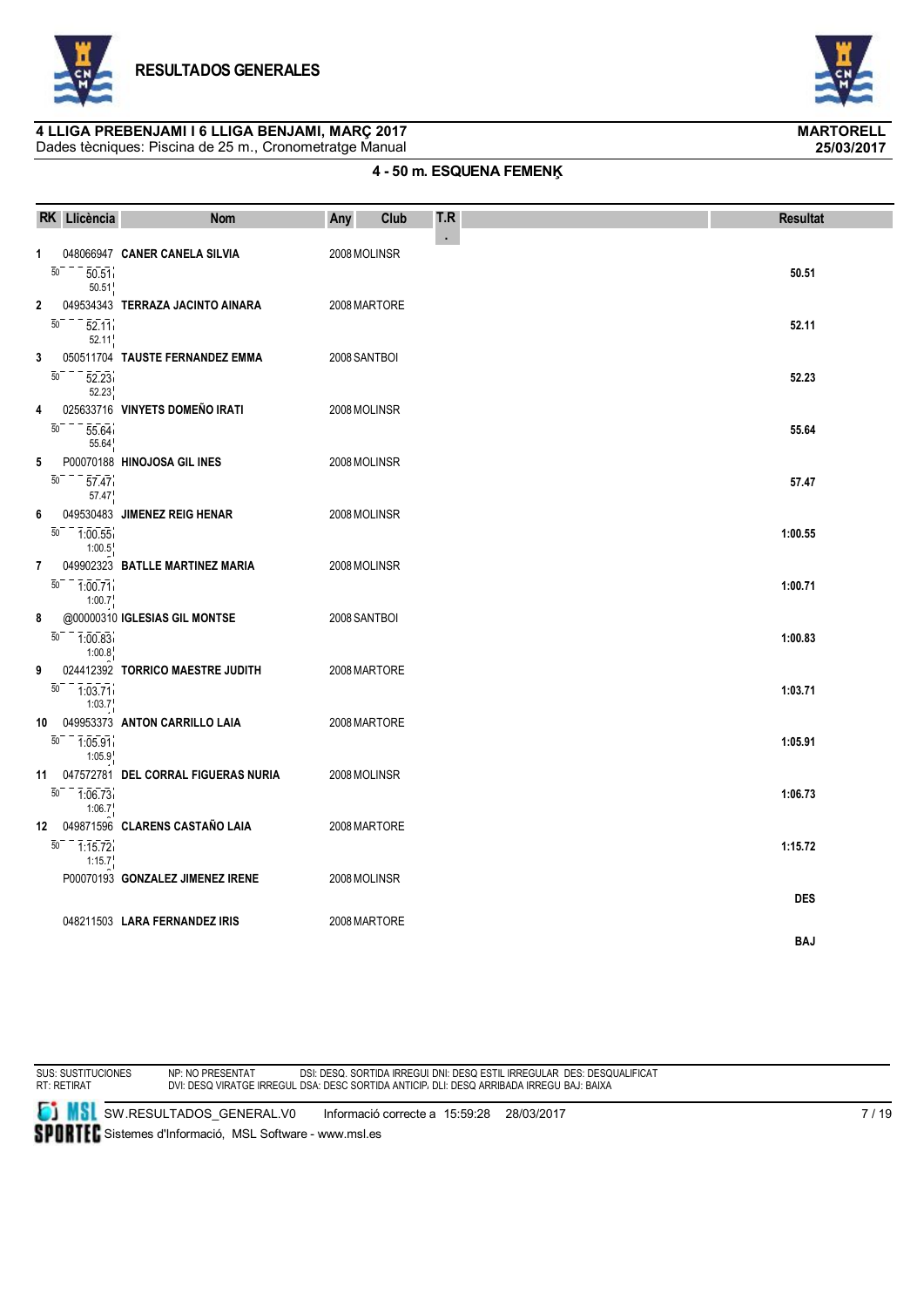# RESULTADOS GENERALES

**4 LLIGA PREBENJAMI I 6 LLIGA BENJAMI, MARÇ 2017** — **MARTORELL**

Dades tècniques: Piscina de 25 m., Cronometratge Manual — **25/03/2017**

## 4 - 50 m. ESQUENA FEMENĶ

| RK | Llicència | Nom | Any | Club | T.R. | Parcials | Resultat |
|---|---|---|---|---|---|---|---|
| 1 | 048066947 | **CANER CANELA SILVIA** | 2008 | MOLINSR | | 50: 50.51 (50.51) | **50.51** |
| 2 | 049534343 | **TERRAZA JACINTO AINARA** | 2008 | MARTORE | | 50: 52.11 (52.11) | **52.11** |
| 3 | 050511704 | **TAUSTE FERNANDEZ EMMA** | 2008 | SANTBOI | | 50: 52.23 (52.23) | **52.23** |
| 4 | 025633716 | **VINYETS DOMEÑO IRATI** | 2008 | MOLINSR | | 50: 55.64 (55.64) | **55.64** |
| 5 | P00070188 | **HINOJOSA GIL INES** | 2008 | MOLINSR | | 50: 57.47 (57.47) | **57.47** |
| 6 | 049530483 | **JIMENEZ REIG HENAR** | 2008 | MOLINSR | | 50: 1:00.55 (1:00.5) | **1:00.55** |
| 7 | 049902323 | **BATLLE MARTINEZ MARIA** | 2008 | MOLINSR | | 50: 1:00.71 (1:00.7) | **1:00.71** |
| 8 | @00000310 | **IGLESIAS GIL MONTSE** | 2008 | SANTBOI | | 50: 1:00.83 (1:00.8) | **1:00.83** |
| 9 | 024412392 | **TORRICO MAESTRE JUDITH** | 2008 | MARTORE | | 50: 1:03.71 (1:03.7) | **1:03.71** |
| 10 | 049953373 | **ANTON CARRILLO LAIA** | 2008 | MARTORE | | 50: 1:05.91 (1:05.9) | **1:05.91** |
| 11 | 047572781 | **DEL CORRAL FIGUERAS NURIA** | 2008 | MOLINSR | | 50: 1:06.73 (1:06.7) | **1:06.73** |
| 12 | 049871596 | **CLARENS CASTAÑO LAIA** | 2008 | MARTORE | | 50: 1:15.72 (1:15.7) | **1:15.72** |
| | P00070193 | **GONZALEZ JIMENEZ IRENE** | 2008 | MOLINSR | | | **DES** |
| | 048211503 | **LARA FERNANDEZ IRIS** | 2008 | MARTORE | | | **BAJ** |

SUS: SUSTITUCIONES — NP: NO PRESENTAT — DSI: DESQ. SORTIDA IRREGUL — DNI: DESQ ESTIL IRREGULAR — DES: DESQUALIFICAT
RT: RETIRAT — DVI: DESQ VIRATGE IRREGUL — DSA: DESC SORTIDA ANTICIP. — DLI: DESQ ARRIBADA IRREGU — BAJ: BAIXA

SW.RESULTADOS_GENERAL.V0 — Informació correcte a 15:59:28 28/03/2017

Sistemes d'Informació, MSL Software - www.msl.es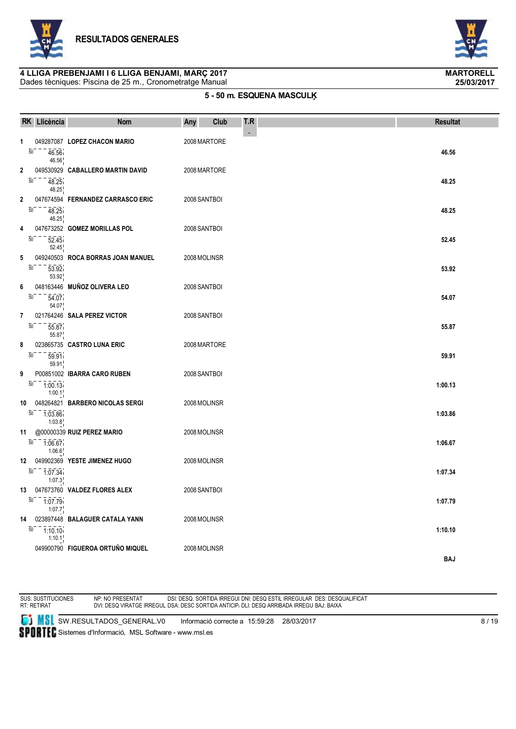# RESULTADOS GENERALES

**4 LLIGA PREBENJAMI I 6 LLIGA BENJAMI, MARÇ 2017** — **MARTORELL**
Dades tècniques: Piscina de 25 m., Cronometratge Manual — **25/03/2017**

### 5 - 50 m. ESQUENA MASCULÍ

| RK | Llicència | Nom | Any | Club | T.R. | Parcials | Resultat |
|---|---|---|---|---|---|---|---|
| 1 | 049287087 | **LOPEZ CHACON MARIO** | 2008 | MARTORE | | 50: 46.56 (46.56) | **46.56** |
| 2 | 049530929 | **CABALLERO MARTIN DAVID** | 2008 | MARTORE | | 50: 48.25 (48.25) | **48.25** |
| 2 | 047674594 | **FERNANDEZ CARRASCO ERIC** | 2008 | SANTBOI | | 50: 48.25 (48.25) | **48.25** |
| 4 | 047673252 | **GOMEZ MORILLAS POL** | 2008 | SANTBOI | | 50: 52.45 (52.45) | **52.45** |
| 5 | 049240503 | **ROCA BORRAS JOAN MANUEL** | 2008 | MOLINSR | | 50: 53.92 (53.92) | **53.92** |
| 6 | 048163446 | **MUÑOZ OLIVERA LEO** | 2008 | SANTBOI | | 50: 54.07 (54.07) | **54.07** |
| 7 | 021764246 | **SALA PEREZ VICTOR** | 2008 | SANTBOI | | 50: 55.87 (55.87) | **55.87** |
| 8 | 023865735 | **CASTRO LUNA ERIC** | 2008 | MARTORE | | 50: 59.91 (59.91) | **59.91** |
| 9 | P00851002 | **IBARRA CARO RUBEN** | 2008 | SANTBOI | | 50: 1:00.13 (1:00.1) | **1:00.13** |
| 10 | 048264821 | **BARBERO NICOLAS SERGI** | 2008 | MOLINSR | | 50: 1:03.86 (1:03.8) | **1:03.86** |
| 11 | @00000339 | **RUIZ PEREZ MARIO** | 2008 | MOLINSR | | 50: 1:06.67 (1:06.6) | **1:06.67** |
| 12 | 049902369 | **YESTE JIMENEZ HUGO** | 2008 | MOLINSR | | 50: 1:07.34 (1:07.3) | **1:07.34** |
| 13 | 047673760 | **VALDEZ FLORES ALEX** | 2008 | SANTBOI | | 50: 1:07.79 (1:07.7) | **1:07.79** |
| 14 | 023897448 | **BALAGUER CATALA YANN** | 2008 | MOLINSR | | 50: 1:10.10 (1:10.1) | **1:10.10** |
| | 049900790 | **FIGUEROA ORTUÑO MIQUEL** | 2008 | MOLINSR | | | **BAJ** |

SUS: SUSTITUCIONES NP: NO PRESENTAT DSI: DESQ. SORTIDA IRREGUL DNI: DESQ ESTIL IRREGULAR DES: DESQUALIFICAT
RT: RETIRAT DVI: DESQ VIRATGE IRREGUL DSA: DESC SORTIDA ANTICIP. DLI: DESQ ARRIBADA IRREGU BAJ: BAIXA

SW.RESULTADOS_GENERAL.V0 Informació correcte a 15:59:28 28/03/2017
Sistemes d'Informació, MSL Software - www.msl.es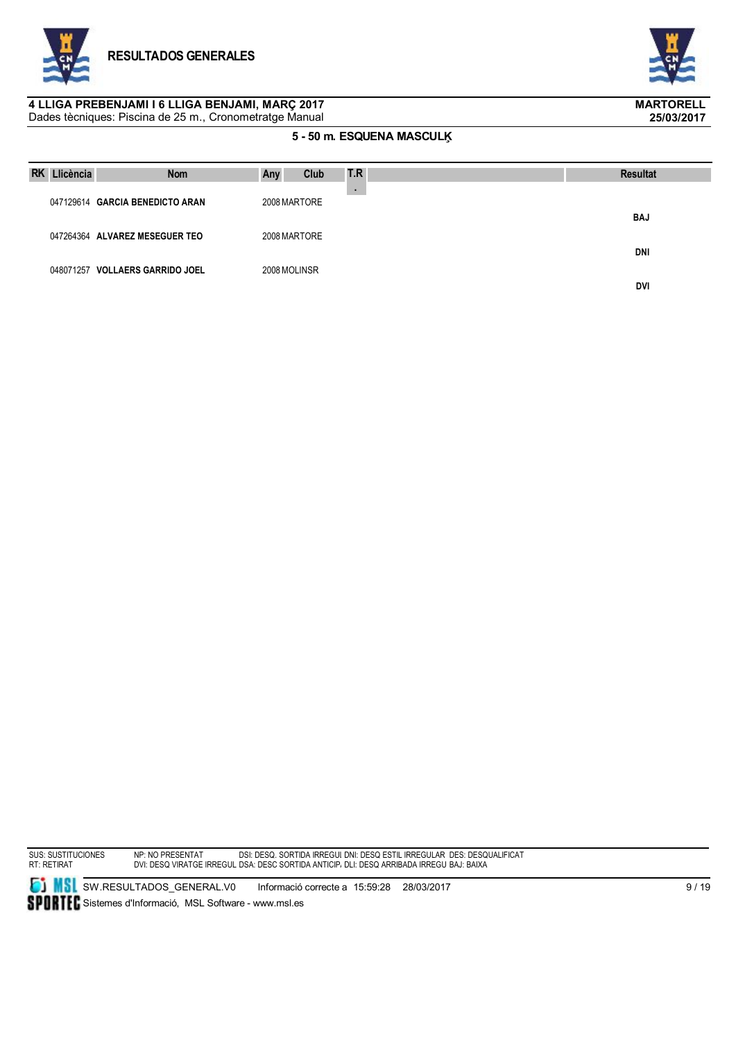# RESULTADOS GENERALES

**4 LLIGA PREBENJAMI I 6 LLIGA BENJAMI, MARÇ 2017** — **MARTORELL**

Dades tècniques: Piscina de 25 m., Cronometratge Manual — **25/03/2017**

## 5 - 50 m. ESQUENA MASCULĶ

| RK | Llicència | Nom | Any | Club | T.R. | Resultat |
|---|---|---|---|---|---|---|
| | 047129614 | **GARCIA BENEDICTO ARAN** | 2008 | MARTORE | | **BAJ** |
| | 047264364 | **ALVAREZ MESEGUER TEO** | 2008 | MARTORE | | **DNI** |
| | 048071257 | **VOLLAERS GARRIDO JOEL** | 2008 | MOLINSR | | **DVI** |

SUS: SUSTITUCIONES
RT: RETIRAT
NP: NO PRESENTAT
DSI: DESQ. SORTIDA IRREGUI
DNI: DESQ ESTIL IRREGULAR
DES: DESQUALIFICAT
DVI: DESQ VIRATGE IRREGUL
DSA: DESC SORTIDA ANTICIP.
DLI: DESQ ARRIBADA IRREGU
BAJ: BAIXA

SW.RESULTADOS_GENERAL.V0 Informació correcte a 15:59:28 28/03/2017
Sistemes d'Informació, MSL Software - www.msl.es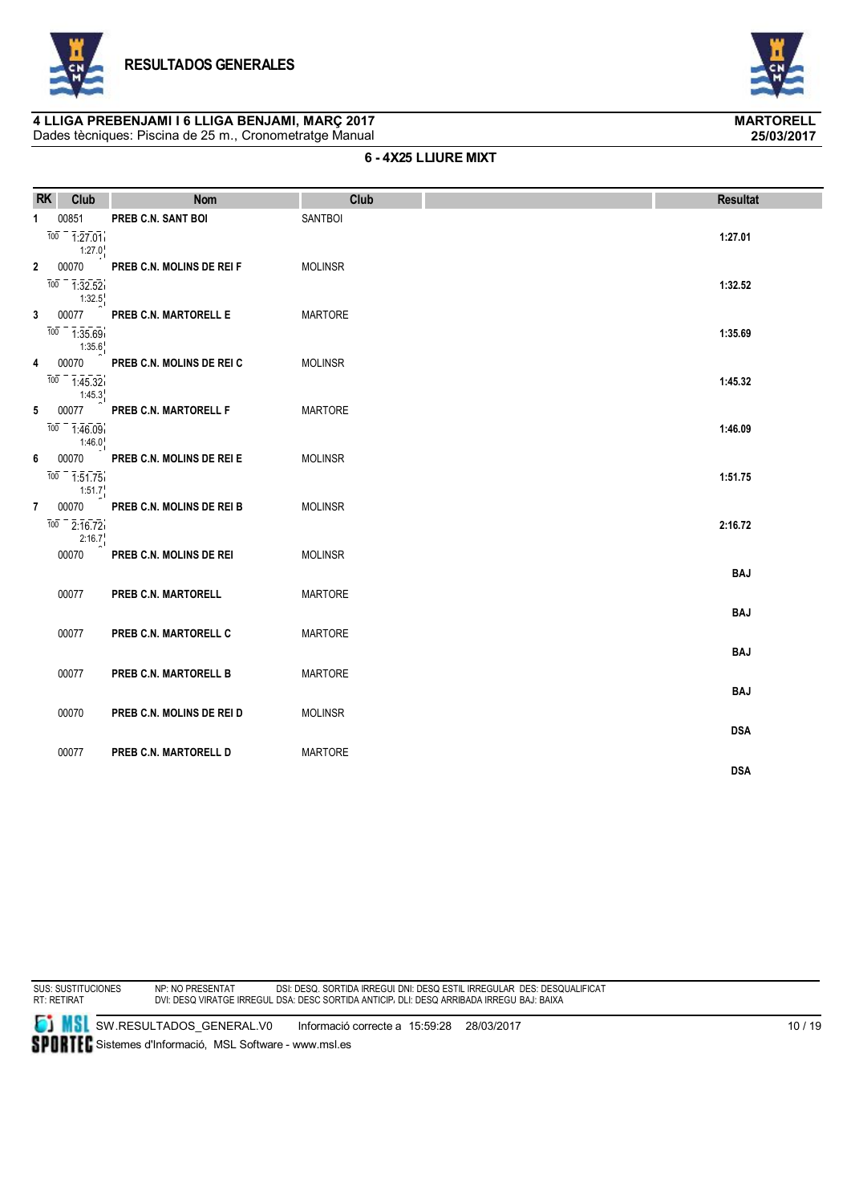# RESULTADOS GENERALES

**4 LLIGA PREBENJAMI I 6 LLIGA BENJAMI, MARÇ 2017** — **MARTORELL**

Dades tècniques: Piscina de 25 m., Cronometratge Manual — **25/03/2017**

### 6 - 4X25 LLIURE MIXT

| RK | Club | Nom | Club | | Resultat |
|---|---|---|---|---|---|
| 1 | 00851 | PREB C.N. SANT BOI | SANTBOI | | |
| | 100 1:27.01 1:27.0 | | | | 1:27.01 |
| 2 | 00070 | PREB C.N. MOLINS DE REI F | MOLINSR | | |
| | 100 1:32.52 1:32.5 | | | | 1:32.52 |
| 3 | 00077 | PREB C.N. MARTORELL E | MARTORE | | |
| | 100 1:35.69 1:35.6 | | | | 1:35.69 |
| 4 | 00070 | PREB C.N. MOLINS DE REI C | MOLINSR | | |
| | 100 1:45.32 1:45.3 | | | | 1:45.32 |
| 5 | 00077 | PREB C.N. MARTORELL F | MARTORE | | |
| | 100 1:46.09 1:46.0 | | | | 1:46.09 |
| 6 | 00070 | PREB C.N. MOLINS DE REI E | MOLINSR | | |
| | 100 1:51.75 1:51.7 | | | | 1:51.75 |
| 7 | 00070 | PREB C.N. MOLINS DE REI B | MOLINSR | | |
| | 100 2:16.72 2:16.7 | | | | 2:16.72 |
| | 00070 | PREB C.N. MOLINS DE REI | MOLINSR | | BAJ |
| | 00077 | PREB C.N. MARTORELL | MARTORE | | BAJ |
| | 00077 | PREB C.N. MARTORELL C | MARTORE | | BAJ |
| | 00077 | PREB C.N. MARTORELL B | MARTORE | | BAJ |
| | 00070 | PREB C.N. MOLINS DE REI D | MOLINSR | | DSA |
| | 00077 | PREB C.N. MARTORELL D | MARTORE | | DSA |

SUS: SUSTITUCIONES    NP: NO PRESENTAT    DSI: DESQ. SORTIDA IRREGUL DNI: DESQ ESTIL IRREGULAR  DES: DESQUALIFICAT
RT: RETIRAT    DVI: DESQ VIRATGE IRREGUL DSA: DESC SORTIDA ANTICIP. DLI: DESQ ARRIBADA IRREGU BAJ: BAIXA

SW.RESULTADOS_GENERAL.V0    Informació correcte a 15:59:28 28/03/2017
Sistemes d'Informació, MSL Software - www.msl.es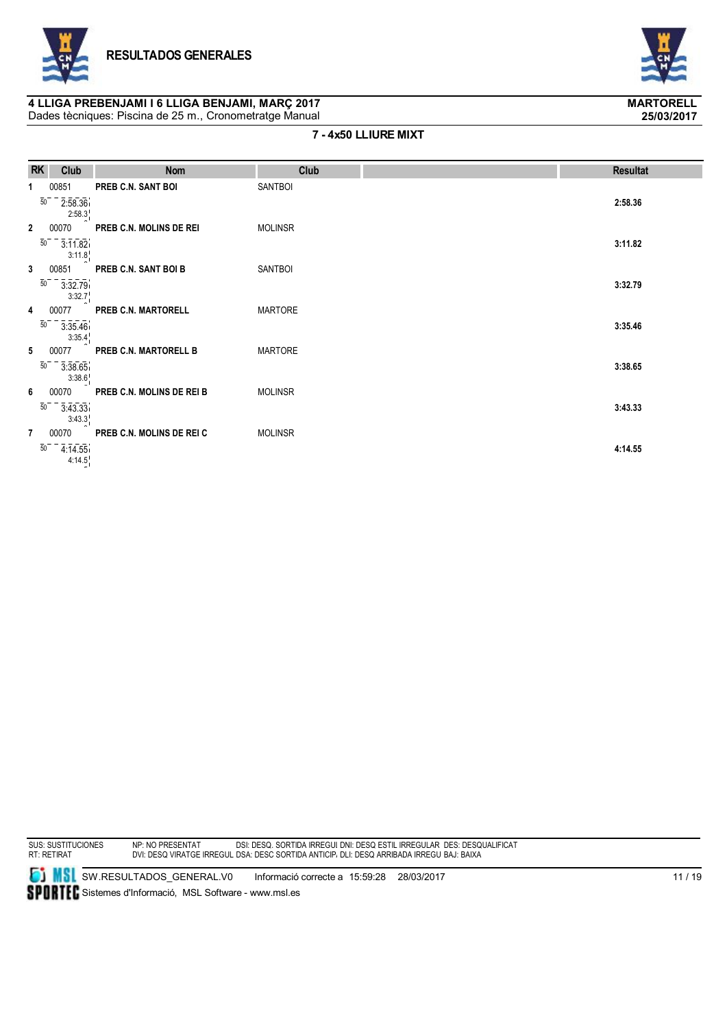# RESULTADOS GENERALES

**4 LLIGA PREBENJAMI I 6 LLIGA BENJAMI, MARÇ 2017**
Dades tècniques: Piscina de 25 m., Cronometratge Manual

**MARTORELL**
**25/03/2017**

### 7 - 4x50 LLIURE MIXT

| RK | Club | Nom | Club | | Resultat |
|---|---|---|---|---|---|
| 1 | 00851 | PREB C.N. SANT BOI | SANTBOI | | |
| | 50 2:58.36 2:58.3 | | | | 2:58.36 |
| 2 | 00070 | PREB C.N. MOLINS DE REI | MOLINSR | | |
| | 50 3:11.82 3:11.8 | | | | 3:11.82 |
| 3 | 00851 | PREB C.N. SANT BOI B | SANTBOI | | |
| | 50 3:32.79 3:32.7 | | | | 3:32.79 |
| 4 | 00077 | PREB C.N. MARTORELL | MARTORE | | |
| | 50 3:35.46 3:35.4 | | | | 3:35.46 |
| 5 | 00077 | PREB C.N. MARTORELL B | MARTORE | | |
| | 50 3:38.65 3:38.6 | | | | 3:38.65 |
| 6 | 00070 | PREB C.N. MOLINS DE REI B | MOLINSR | | |
| | 50 3:43.33 3:43.3 | | | | 3:43.33 |
| 7 | 00070 | PREB C.N. MOLINS DE REI C | MOLINSR | | |
| | 50 4:14.55 4:14.5 | | | | 4:14.55 |

SUS: SUSTITUCIONES NP: NO PRESENTAT DSI: DESQ. SORTIDA IRREGUL DNI: DESQ ESTIL IRREGULAR DES: DESQUALIFICAT
RT: RETIRAT DVI: DESQ VIRATGE IRREGUL DSA: DESC SORTIDA ANTICIP. DLI: DESQ ARRIBADA IRREGU BAJ: BAIXA

SW.RESULTADOS_GENERAL.V0 Informació correcte a 15:59:28 28/03/2017
Sistemes d'Informació, MSL Software - www.msl.es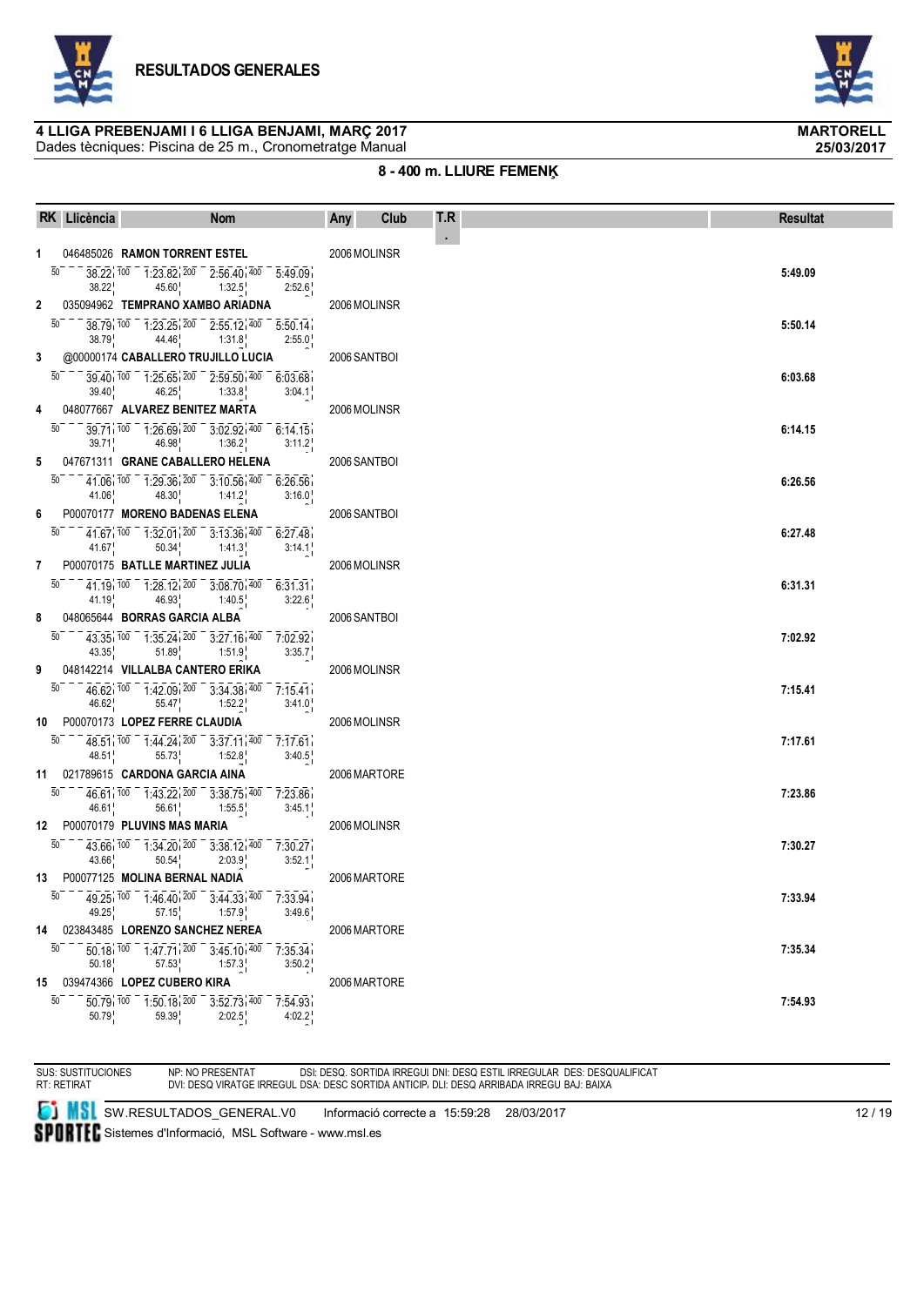# RESULTADOS GENERALES

**4 LLIGA PREBENJAMI I 6 LLIGA BENJAMI, MARÇ 2017** — **MARTORELL**
Dades tècniques: Piscina de 25 m., Cronometratge Manual — **25/03/2017**

## 8 - 400 m. LLIURE FEMENI

| RK | Llicència | Nom | Any | Club | T.R. | Resultat |
|---|---|---|---|---|---|---|
| 1 | 046485026 | **RAMON TORRENT ESTEL** | 2006 | MOLINSR | | **5:49.09** |
| | | 50: 38.22 (38.22) · 100: 1:23.82 (45.60) · 200: 2:56.40 (1:32.5) · 400: 5:49.09 (2:52.6) | | | | |
| 2 | 035094962 | **TEMPRANO XAMBO ARIADNA** | 2006 | MOLINSR | | **5:50.14** |
| | | 50: 38.79 (38.79) · 100: 1:23.25 (44.46) · 200: 2:55.12 (1:31.8) · 400: 5:50.14 (2:55.0) | | | | |
| 3 | @00000174 | **CABALLERO TRUJILLO LUCIA** | 2006 | SANTBOI | | **6:03.68** |
| | | 50: 39.40 (39.40) · 100: 1:25.65 (46.25) · 200: 2:59.50 (1:33.8) · 400: 6:03.68 (3:04.1) | | | | |
| 4 | 048077667 | **ALVAREZ BENITEZ MARTA** | 2006 | MOLINSR | | **6:14.15** |
| | | 50: 39.71 (39.71) · 100: 1:26.69 (46.98) · 200: 3:02.92 (1:36.2) · 400: 6:14.15 (3:11.2) | | | | |
| 5 | 047671311 | **GRANE CABALLERO HELENA** | 2006 | SANTBOI | | **6:26.56** |
| | | 50: 41.06 (41.06) · 100: 1:29.36 (48.30) · 200: 3:10.56 (1:41.2) · 400: 6:26.56 (3:16.0) | | | | |
| 6 | P00070177 | **MORENO BADENAS ELENA** | 2006 | SANTBOI | | **6:27.48** |
| | | 50: 41.67 (41.67) · 100: 1:32.01 (50.34) · 200: 3:13.36 (1:41.3) · 400: 6:27.48 (3:14.1) | | | | |
| 7 | P00070175 | **BATLLE MARTINEZ JULIA** | 2006 | MOLINSR | | **6:31.31** |
| | | 50: 41.19 (41.19) · 100: 1:28.12 (46.93) · 200: 3:08.70 (1:40.5) · 400: 6:31.31 (3:22.6) | | | | |
| 8 | 048065644 | **BORRAS GARCIA ALBA** | 2006 | SANTBOI | | **7:02.92** |
| | | 50: 43.35 (43.35) · 100: 1:35.24 (51.89) · 200: 3:27.16 (1:51.9) · 400: 7:02.92 (3:35.7) | | | | |
| 9 | 048142214 | **VILLALBA CANTERO ERIKA** | 2006 | MOLINSR | | **7:15.41** |
| | | 50: 46.62 (46.62) · 100: 1:42.09 (55.47) · 200: 3:34.38 (1:52.2) · 400: 7:15.41 (3:41.0) | | | | |
| 10 | P00070173 | **LOPEZ FERRE CLAUDIA** | 2006 | MOLINSR | | **7:17.61** |
| | | 50: 48.51 (48.51) · 100: 1:44.24 (55.73) · 200: 3:37.11 (1:52.8) · 400: 7:17.61 (3:40.5) | | | | |
| 11 | 021789615 | **CARDONA GARCIA AINA** | 2006 | MARTORE | | **7:23.86** |
| | | 50: 46.61 (46.61) · 100: 1:43.22 (56.61) · 200: 3:38.75 (1:55.5) · 400: 7:23.86 (3:45.1) | | | | |
| 12 | P00070179 | **PLUVINS MAS MARIA** | 2006 | MOLINSR | | **7:30.27** |
| | | 50: 43.66 (43.66) · 100: 1:34.20 (50.54) · 200: 3:38.12 (2:03.9) · 400: 7:30.27 (3:52.1) | | | | |
| 13 | P00077125 | **MOLINA BERNAL NADIA** | 2006 | MARTORE | | **7:33.94** |
| | | 50: 49.25 (49.25) · 100: 1:46.40 (57.15) · 200: 3:44.33 (1:57.9) · 400: 7:33.94 (3:49.6) | | | | |
| 14 | 023843485 | **LORENZO SANCHEZ NEREA** | 2006 | MARTORE | | **7:35.34** |
| | | 50: 50.18 (50.18) · 100: 1:47.71 (57.53) · 200: 3:45.10 (1:57.3) · 400: 7:35.34 (3:50.2) | | | | |
| 15 | 039474366 | **LOPEZ CUBERO KIRA** | 2006 | MARTORE | | **7:54.93** |
| | | 50: 50.79 (50.79) · 100: 1:50.18 (59.39) · 200: 3:52.73 (2:02.5) · 400: 7:54.93 (4:02.2) | | | | |

SUS: SUSTITUCIONES — NP: NO PRESENTAT — DSI: DESQ. SORTIDA IRREGUL — DNI: DESQ ESTIL IRREGULAR — DES: DESQUALIFICAT
RT: RETIRAT — DVI: DESQ VIRATGE IRREGUL — DSA: DESC SORTIDA ANTICIP. — DLI: DESQ ARRIBADA IRREGU — BAJ: BAIXA

SW.RESULTADOS_GENERAL.V0 — Informació correcte a 15:59:28 28/03/2017
Sistemes d'Informació, MSL Software - www.msl.es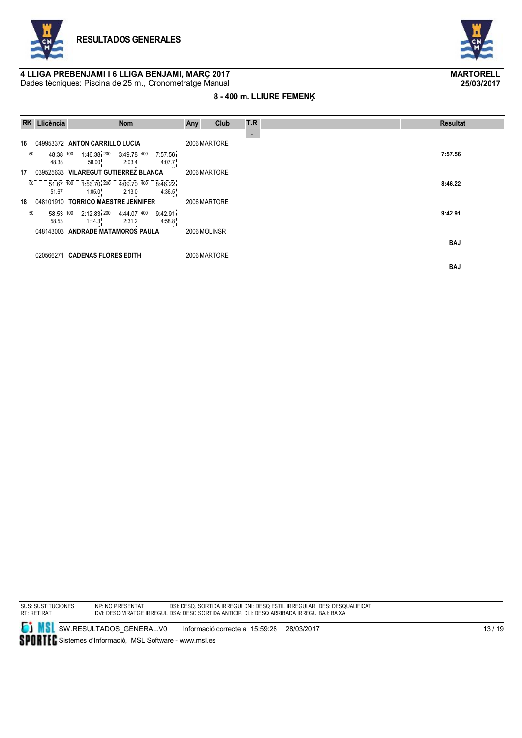## RESULTADOS GENERALES

**4 LLIGA PREBENJAMI I 6 LLIGA BENJAMI, MARÇ 2017** — **MARTORELL**
Dades tècniques: Piscina de 25 m., Cronometratge Manual — **25/03/2017**

### 8 - 400 m. LLIURE FEMENÍ

| RK | Llicència | Nom | Any | Club | T.R. | Resultat |
|---|---|---|---|---|---|---|
| 16 | 049953372 | **ANTON CARRILLO LUCIA** | 2006 | MARTORE | | **7:57.56** |
| | 50: 48.38 (48.38) · 100: 1:46.38 (58.00) · 200: 3:49.78 (2:03.4) · 400: 7:57.56 (4:07.7) | | | | | |
| 17 | 039525633 | **VILAREGUT GUTIERREZ BLANCA** | 2006 | MARTORE | | **8:46.22** |
| | 50: 51.67 (51.67) · 100: 1:56.70 (1:05.0) · 200: 4:09.70 (2:13.0) · 400: 8:46.22 (4:36.5) | | | | | |
| 18 | 048101910 | **TORRICO MAESTRE JENNIFER** | 2006 | MARTORE | | **9:42.91** |
| | 50: 58.53 (58.53) · 100: 2:12.83 (1:14.3) · 200: 4:44.07 (2:31.2) · 400: 9:42.91 (4:58.8) | | | | | |
| | 048143003 | **ANDRADE MATAMOROS PAULA** | 2006 | MOLINSR | | **BAJ** |
| | 020566271 | **CADENAS FLORES EDITH** | 2006 | MARTORE | | **BAJ** |

SUS: SUSTITUCIONES   NP: NO PRESENTAT   DSI: DESQ. SORTIDA IRREGUl DNI: DESQ ESTIL IRREGULAR  DES: DESQUALIFICAT
RT: RETIRAT   DVI: DESQ VIRATGE IRREGUL DSA: DESC SORTIDA ANTICIP. DLI: DESQ ARRIBADA IRREGU BAJ: BAIXA

SW.RESULTADOS_GENERAL.V0   Informació correcte a 15:59:28 28/03/2017
Sistemes d'Informació, MSL Software - www.msl.es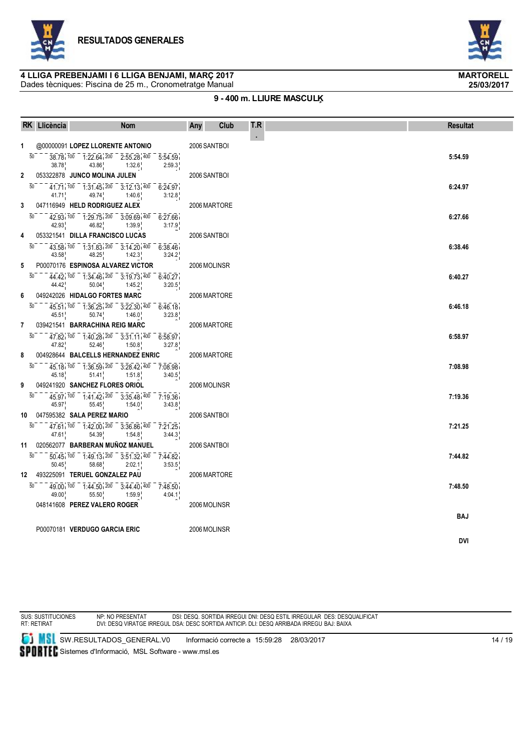# RESULTADOS GENERALES

**4 LLIGA PREBENJAMI I 6 LLIGA BENJAMI, MARÇ 2017** — **MARTORELL**

Dades tècniques: Piscina de 25 m., Cronometratge Manual — **25/03/2017**

## 9 - 400 m. LLIURE MASCULĶ

| RK | Llicència | Nom | Any | Club | T.R. | Resultat |
|---|---|---|---|---|---|---|
| 1 | @00000091 | LOPEZ LLORENTE ANTONIO | 2006 | SANTBOI | | 5:54.59 |
| | | 50: 38.78 (38.78) · 100: 1:22.64 (43.86) · 200: 2:55.28 (1:32.6) · 400: 5:54.59 (2:59.3) | | | | |
| 2 | 053322878 | JUNCO MOLINA JULEN | 2006 | SANTBOI | | 6:24.97 |
| | | 50: 41.71 (41.71) · 100: 1:31.45 (49.74) · 200: 3:12.13 (1:40.6) · 400: 6:24.97 (3:12.8) | | | | |
| 3 | 047116949 | HELD RODRIGUEZ ALEX | 2006 | MARTORE | | 6:27.66 |
| | | 50: 42.93 (42.93) · 100: 1:29.75 (46.82) · 200: 3:09.69 (1:39.9) · 400: 6:27.66 (3:17.9) | | | | |
| 4 | 053321541 | DILLA FRANCISCO LUCAS | 2006 | SANTBOI | | 6:38.46 |
| | | 50: 43.58 (43.58) · 100: 1:31.83 (48.25) · 200: 3:14.20 (1:42.3) · 400: 6:38.46 (3:24.2) | | | | |
| 5 | P00070176 | ESPINOSA ALVAREZ VICTOR | 2006 | MOLINSR | | 6:40.27 |
| | | 50: 44.42 (44.42) · 100: 1:34.46 (50.04) · 200: 3:19.73 (1:45.2) · 400: 6:40.27 (3:20.5) | | | | |
| 6 | 049242026 | HIDALGO FORTES MARC | 2006 | MARTORE | | 6:46.18 |
| | | 50: 45.51 (45.51) · 100: 1:36.25 (50.74) · 200: 3:22.30 (1:46.0) · 400: 6:46.18 (3:23.8) | | | | |
| 7 | 039421541 | BARRACHINA REIG MARC | 2006 | MARTORE | | 6:58.97 |
| | | 50: 47.82 (47.82) · 100: 1:40.28 (52.46) · 200: 3:31.11 (1:50.8) · 400: 6:58.97 (3:27.8) | | | | |
| 8 | 004928644 | BALCELLS HERNANDEZ ENRIC | 2006 | MARTORE | | 7:08.98 |
| | | 50: 45.18 (45.18) · 100: 1:36.59 (51.41) · 200: 3:28.42 (1:51.8) · 400: 7:08.98 (3:40.5) | | | | |
| 9 | 049241920 | SANCHEZ FLORES ORIOL | 2006 | MOLINSR | | 7:19.36 |
| | | 50: 45.97 (45.97) · 100: 1:41.42 (55.45) · 200: 3:35.48 (1:54.0) · 400: 7:19.36 (3:43.8) | | | | |
| 10 | 047595382 | SALA PEREZ MARIO | 2006 | SANTBOI | | 7:21.25 |
| | | 50: 47.61 (47.61) · 100: 1:42.00 (54.39) · 200: 3:36.86 (1:54.8) · 400: 7:21.25 (3:44.3) | | | | |
| 11 | 020562077 | BARBERAN MUÑOZ MANUEL | 2006 | SANTBOI | | 7:44.82 |
| | | 50: 50.45 (50.45) · 100: 1:49.13 (58.68) · 200: 3:51.32 (2:02.1) · 400: 7:44.82 (3:53.5) | | | | |
| 12 | 493225091 | TERUEL GONZALEZ PAU | 2006 | MARTORE | | 7:48.50 |
| | | 50: 49.00 (49.00) · 100: 1:44.50 (55.50) · 200: 3:44.40 (1:59.9) · 400: 7:48.50 (4:04.1) | | | | |
| | 048141608 | PEREZ VALERO ROGER | 2006 | MOLINSR | | BAJ |
| | P00070181 | VERDUGO GARCIA ERIC | 2006 | MOLINSR | | DVI |

SUS: SUSTITUCIONES — NP: NO PRESENTAT — DSI: DESQ. SORTIDA IRREGUI — DNI: DESQ ESTIL IRREGULAR — DES: DESQUALIFICAT
RT: RETIRAT — DVI: DESQ VIRATGE IRREGUL — DSA: DESC SORTIDA ANTICIP — DLI: DESQ ARRIBADA IRREGU — BAJ: BAIXA

SW.RESULTADOS_GENERAL.V0 — Informació correcte a 15:59:28 28/03/2017

Sistemes d'Informació, MSL Software - www.msl.es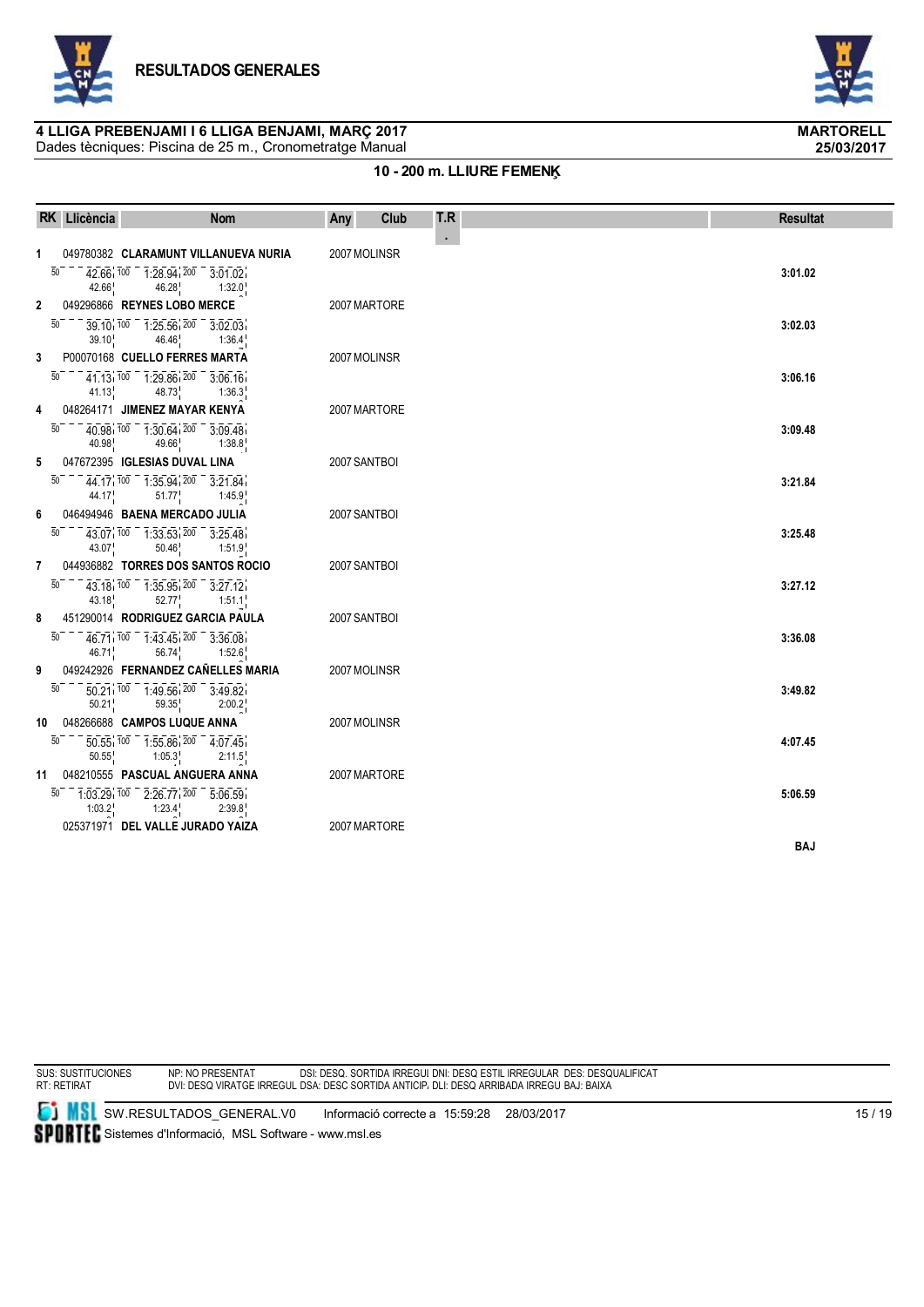# RESULTADOS GENERALES

**4 LLIGA PREBENJAMI I 6 LLIGA BENJAMI, MARÇ 2017** — **MARTORELL**

Dades tècniques: Piscina de 25 m., Cronometratge Manual — **25/03/2017**

## 10 - 200 m. LLIURE FEMENÍ

| RK | Llicència | Nom | Any | Club | T.R. | Resultat |
|---|---|---|---|---|---|---|
| 1 | 049780382 | CLARAMUNT VILLANUEVA NURIA | 2007 | MOLINSR | | 3:01.02 |
| | | 50: 42.66 (42.66) · 100: 1:28.94 (46.28) · 200: 3:01.02 (1:32.0) | | | | |
| 2 | 049296866 | REYNES LOBO MERCE | 2007 | MARTORE | | 3:02.03 |
| | | 50: 39.10 (39.10) · 100: 1:25.56 (46.46) · 200: 3:02.03 (1:36.4) | | | | |
| 3 | P00070168 | CUELLO FERRES MARTA | 2007 | MOLINSR | | 3:06.16 |
| | | 50: 41.13 (41.13) · 100: 1:29.86 (48.73) · 200: 3:06.16 (1:36.3) | | | | |
| 4 | 048264171 | JIMENEZ MAYAR KENYA | 2007 | MARTORE | | 3:09.48 |
| | | 50: 40.98 (40.98) · 100: 1:30.64 (49.66) · 200: 3:09.48 (1:38.8) | | | | |
| 5 | 047672395 | IGLESIAS DUVAL LINA | 2007 | SANTBOI | | 3:21.84 |
| | | 50: 44.17 (44.17) · 100: 1:35.94 (51.77) · 200: 3:21.84 (1:45.9) | | | | |
| 6 | 046494946 | BAENA MERCADO JULIA | 2007 | SANTBOI | | 3:25.48 |
| | | 50: 43.07 (43.07) · 100: 1:33.53 (50.46) · 200: 3:25.48 (1:51.9) | | | | |
| 7 | 044936882 | TORRES DOS SANTOS ROCIO | 2007 | SANTBOI | | 3:27.12 |
| | | 50: 43.18 (43.18) · 100: 1:35.95 (52.77) · 200: 3:27.12 (1:51.1) | | | | |
| 8 | 451290014 | RODRIGUEZ GARCIA PAULA | 2007 | SANTBOI | | 3:36.08 |
| | | 50: 46.71 (46.71) · 100: 1:43.45 (56.74) · 200: 3:36.08 (1:52.6) | | | | |
| 9 | 049242926 | FERNANDEZ CAÑELLES MARIA | 2007 | MOLINSR | | 3:49.82 |
| | | 50: 50.21 (50.21) · 100: 1:49.56 (59.35) · 200: 3:49.82 (2:00.2) | | | | |
| 10 | 048266688 | CAMPOS LUQUE ANNA | 2007 | MOLINSR | | 4:07.45 |
| | | 50: 50.55 (50.55) · 100: 1:55.86 (1:05.3) · 200: 4:07.45 (2:11.5) | | | | |
| 11 | 048210555 | PASCUAL ANGUERA ANNA | 2007 | MARTORE | | 5:06.59 |
| | | 50: 1:03.29 (1:03.2) · 100: 2:26.77 (1:23.4) · 200: 5:06.59 (2:39.8) | | | | |
| | 025371971 | DEL VALLE JURADO YAIZA | 2007 | MARTORE | | BAJ |

SUS: SUSTITUCIONES　NP: NO PRESENTAT　DSI: DESQ. SORTIDA IRREGUL DNI: DESQ ESTIL IRREGULAR　DES: DESQUALIFICAT
RT: RETIRAT　DVI: DESQ VIRATGE IRREGUL DSA: DESC SORTIDA ANTICIP. DLI: DESQ ARRIBADA IRREGU BAJ: BAIXA

SW.RESULTADOS_GENERAL.V0　Informació correcte a 15:59:28　28/03/2017
Sistemes d'Informació, MSL Software - www.msl.es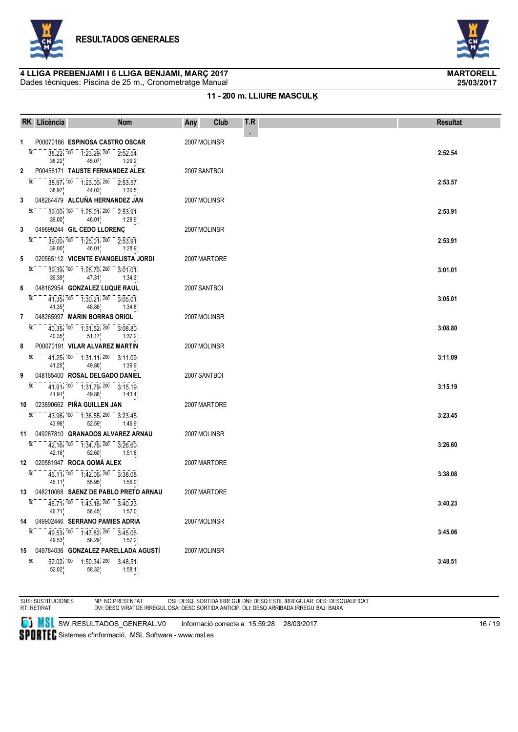## RESULTADOS GENERALES

**4 LLIGA PREBENJAMI I 6 LLIGA BENJAMI, MARÇ 2017** — **MARTORELL**

Dades tècniques: Piscina de 25 m., Cronometratge Manual — **25/03/2017**

### 11 - 200 m. LLIURE MASCULĶ

| RK | Llicència | Nom | Any | Club | T.R. | Resultat |
|---|---|---|---|---|---|---|
| 1 | P00070186 | **ESPINOSA CASTRO OSCAR** | 2007 | MOLINSR | | **2:52.54** |
| | 50: 38.22 (38.22) | 100: 1:23.29 (45.07) | 200: 2:52.54 (1:29.2) | | | |
| 2 | P00456171 | **TAUSTE FERNANDEZ ALEX** | 2007 | SANTBOI | | **2:53.57** |
| | 50: 38.97 (38.97) | 100: 1:23.00 (44.03) | 200: 2:53.57 (1:30.5) | | | |
| 3 | 048264479 | **ALCUÑA HERNANDEZ JAN** | 2007 | MOLINSR | | **2:53.91** |
| | 50: 39.00 (39.00) | 100: 1:25.01 (46.01) | 200: 2:53.91 (1:28.9) | | | |
| 3 | 049899244 | **GIL CEDO LLORENÇ** | 2007 | MOLINSR | | **2:53.91** |
| | 50: 39.00 (39.00) | 100: 1:25.01 (46.01) | 200: 2:53.91 (1:28.9) | | | |
| 5 | 020565112 | **VICENTE EVANGELISTA JORDI** | 2007 | MARTORE | | **3:01.01** |
| | 50: 39.39 (39.39) | 100: 1:26.70 (47.31) | 200: 3:01.01 (1:34.3) | | | |
| 6 | 048162954 | **GONZALEZ LUQUE RAUL** | 2007 | SANTBOI | | **3:05.01** |
| | 50: 41.35 (41.35) | 100: 1:30.21 (48.86) | 200: 3:05.01 (1:34.8) | | | |
| 7 | 048265997 | **MARIN BORRAS ORIOL** | 2007 | MOLINSR | | **3:08.80** |
| | 50: 40.35 (40.35) | 100: 1:31.52 (51.17) | 200: 3:08.80 (1:37.2) | | | |
| 8 | P00070191 | **VILAR ALVAREZ MARTIN** | 2007 | MOLINSR | | **3:11.09** |
| | 50: 41.25 (41.25) | 100: 1:31.11 (49.86) | 200: 3:11.09 (1:39.9) | | | |
| 9 | 048165400 | **ROSAL DELGADO DANIEL** | 2007 | SANTBOI | | **3:15.19** |
| | 50: 41.91 (41.91) | 100: 1:31.79 (49.88) | 200: 3:15.19 (1:43.4) | | | |
| 10 | 023890662 | **PIÑA GUILLEN JAN** | 2007 | MARTORE | | **3:23.45** |
| | 50: 43.96 (43.96) | 100: 1:36.55 (52.59) | 200: 3:23.45 (1:46.9) | | | |
| 11 | 049287810 | **GRANADOS ALVAREZ ARNAU** | 2007 | MOLINSR | | **3:26.60** |
| | 50: 42.16 (42.16) | 100: 1:34.76 (52.60) | 200: 3:26.60 (1:51.8) | | | |
| 12 | 020581947 | **ROCA GOMÀ ALEX** | 2007 | MARTORE | | **3:38.08** |
| | 50: 46.11 (46.11) | 100: 1:42.06 (55.95) | 200: 3:38.08 (1:56.0) | | | |
| 13 | 048210068 | **SAENZ DE PABLO PRETO ARNAU** | 2007 | MARTORE | | **3:40.23** |
| | 50: 46.71 (46.71) | 100: 1:43.16 (56.45) | 200: 3:40.23 (1:57.0) | | | |
| 14 | 049902446 | **SERRANO PAMIES ADRIA** | 2007 | MOLINSR | | **3:45.06** |
| | 50: 49.53 (49.53) | 100: 1:47.82 (58.29) | 200: 3:45.06 (1:57.2) | | | |
| 15 | 049784036 | **GONZALEZ PARELLADA AGUSTÍ** | 2007 | MOLINSR | | **3:48.51** |
| | 50: 52.02 (52.02) | 100: 1:50.34 (58.32) | 200: 3:48.51 (1:58.1) | | | |

SUS: SUSTITUCIONES NP: NO PRESENTAT DSI: DESQ. SORTIDA IRREGUL DNI: DESQ ESTIL IRREGULAR DES: DESQUALIFICAT
RT: RETIRAT DVI: DESQ VIRATGE IRREGUL DSA: DESC SORTIDA ANTICIP. DLI: DESQ ARRIBADA IRREGU BAJ: BAIXA

SW.RESULTADOS_GENERAL.V0 Informació correcte a 15:59:28 28/03/2017

Sistemes d'Informació, MSL Software - www.msl.es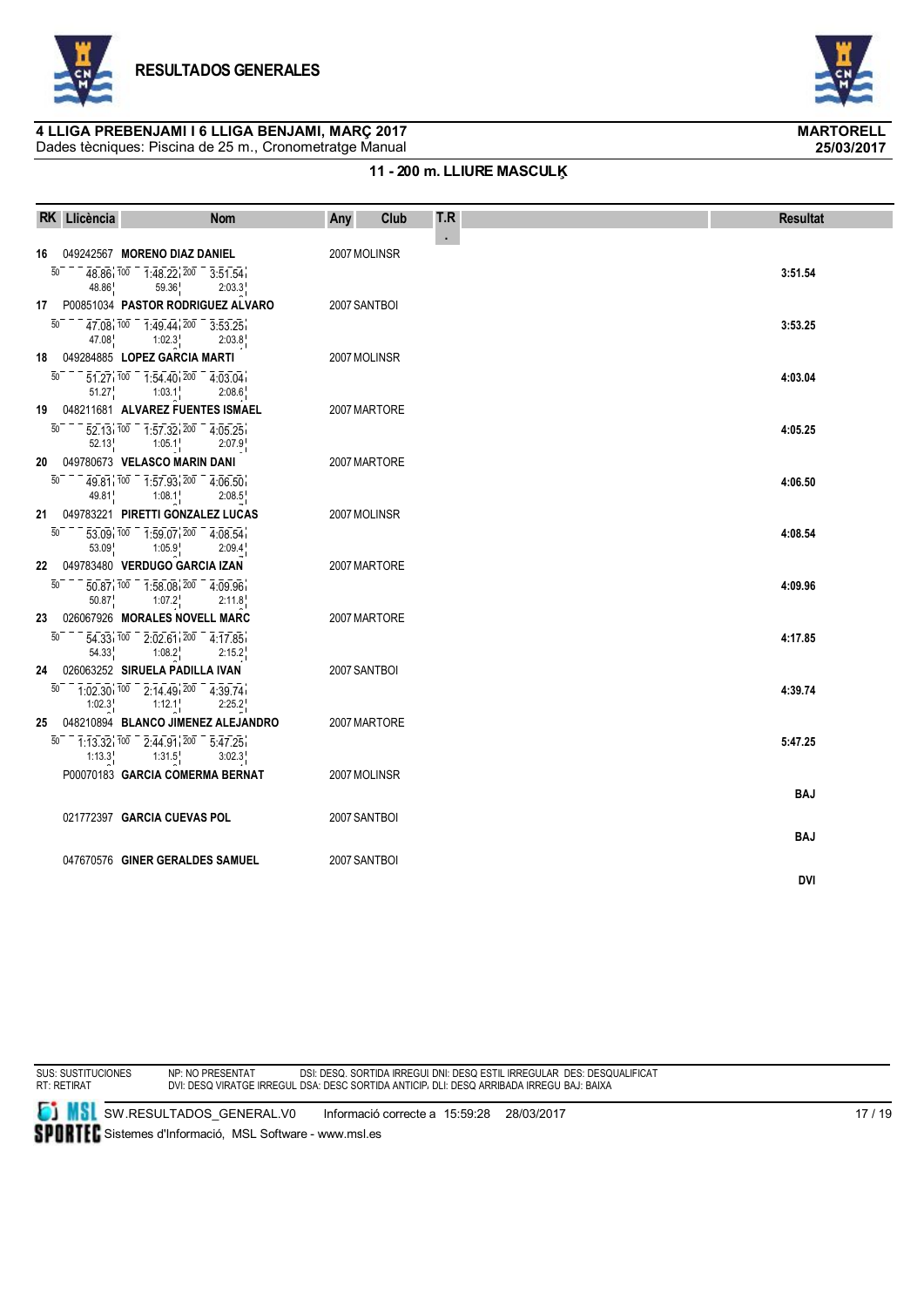## RESULTADOS GENERALES

**4 LLIGA PREBENJAMI I 6 LLIGA BENJAMI, MARÇ 2017** — **MARTORELL**
Dades tècniques: Piscina de 25 m., Cronometratge Manual — **25/03/2017**

### 11 - 200 m. LLIURE MASCULÍ

| RK | Llicència | Nom | Any | Club | T.R. | Resultat |
|---|---|---|---|---|---|---|
| 16 | 049242567 | **MORENO DIAZ DANIEL** | 2007 | MOLINSR | | **3:51.54** |
| | | 50: 48.86 (48.86) · 100: 1:48.22 (59.36) · 200: 3:51.54 (2:03.3) | | | | |
| 17 | P00851034 | **PASTOR RODRIGUEZ ALVARO** | 2007 | SANTBOI | | **3:53.25** |
| | | 50: 47.08 (47.08) · 100: 1:49.44 (1:02.3) · 200: 3:53.25 (2:03.8) | | | | |
| 18 | 049284885 | **LOPEZ GARCIA MARTI** | 2007 | MOLINSR | | **4:03.04** |
| | | 50: 51.27 (51.27) · 100: 1:54.40 (1:03.1) · 200: 4:03.04 (2:08.6) | | | | |
| 19 | 048211681 | **ALVAREZ FUENTES ISMAEL** | 2007 | MARTORE | | **4:05.25** |
| | | 50: 52.13 (52.13) · 100: 1:57.32 (1:05.1) · 200: 4:05.25 (2:07.9) | | | | |
| 20 | 049780673 | **VELASCO MARIN DANI** | 2007 | MARTORE | | **4:06.50** |
| | | 50: 49.81 (49.81) · 100: 1:57.93 (1:08.1) · 200: 4:06.50 (2:08.5) | | | | |
| 21 | 049783221 | **PIRETTI GONZALEZ LUCAS** | 2007 | MOLINSR | | **4:08.54** |
| | | 50: 53.09 (53.09) · 100: 1:59.07 (1:05.9) · 200: 4:08.54 (2:09.4) | | | | |
| 22 | 049783480 | **VERDUGO GARCIA IZAN** | 2007 | MARTORE | | **4:09.96** |
| | | 50: 50.87 (50.87) · 100: 1:58.08 (1:07.2) · 200: 4:09.96 (2:11.8) | | | | |
| 23 | 026067926 | **MORALES NOVELL MARC** | 2007 | MARTORE | | **4:17.85** |
| | | 50: 54.33 (54.33) · 100: 2:02.61 (1:08.2) · 200: 4:17.85 (2:15.2) | | | | |
| 24 | 026063252 | **SIRUELA PADILLA IVAN** | 2007 | SANTBOI | | **4:39.74** |
| | | 50: 1:02.30 (1:02.3) · 100: 2:14.49 (1:12.1) · 200: 4:39.74 (2:25.2) | | | | |
| 25 | 048210894 | **BLANCO JIMENEZ ALEJANDRO** | 2007 | MARTORE | | **5:47.25** |
| | | 50: 1:13.32 (1:13.3) · 100: 2:44.91 (1:31.5) · 200: 5:47.25 (3:02.3) | | | | |
| | P00070183 | **GARCIA COMERMA BERNAT** | 2007 | MOLINSR | | **BAJ** |
| | 021772397 | **GARCIA CUEVAS POL** | 2007 | SANTBOI | | **BAJ** |
| | 047670576 | **GINER GERALDES SAMUEL** | 2007 | SANTBOI | | **DVI** |

SUS: SUSTITUCIONES NP: NO PRESENTAT DSI: DESQ. SORTIDA IRREGUL DNI: DESQ ESTIL IRREGULAR DES: DESQUALIFICAT
RT: RETIRAT DVI: DESQ VIRATGE IRREGUL DSA: DESC SORTIDA ANTICIP. DLI: DESQ ARRIBADA IRREGU BAJ: BAIXA

SW.RESULTADOS_GENERAL.V0 Informació correcte a 15:59:28 28/03/2017
Sistemes d'Informació, MSL Software - www.msl.es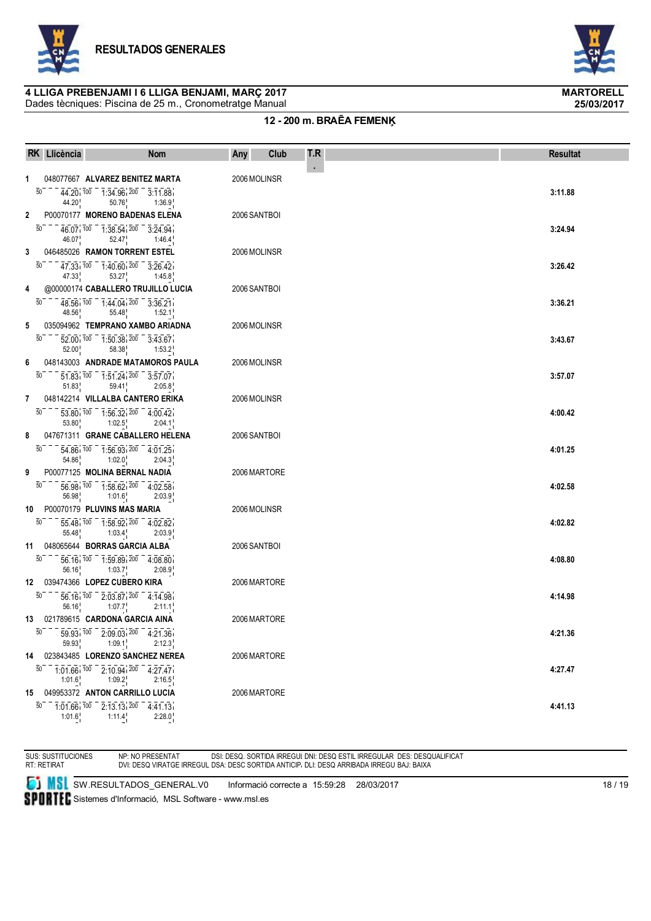## RESULTADOS GENERALES

**4 LLIGA PREBENJAMI I 6 LLIGA BENJAMI, MARÇ 2017** — **MARTORELL**

Dades tècniques: Piscina de 25 m., Cronometratge Manual — **25/03/2017**

### 12 - 200 m. BRAĒA FEMENĶ

| RK | Llicència | Nom | Any | Club | T.R. | Resultat |
|---|---|---|---|---|---|---|
| 1 | 048077667 | ALVAREZ BENITEZ MARTA | 2006 | MOLINSR | | 3:11.88 |
| | 50: 44.20 / 44.20 | 100: 1:34.96 / 50.76 | 200: 3:11.88 / 1:36.9 | | | |
| 2 | P00070177 | MORENO BADENAS ELENA | 2006 | SANTBOI | | 3:24.94 |
| | 50: 46.07 / 46.07 | 100: 1:38.54 / 52.47 | 200: 3:24.94 / 1:46.4 | | | |
| 3 | 046485026 | RAMON TORRENT ESTEL | 2006 | MOLINSR | | 3:26.42 |
| | 50: 47.33 / 47.33 | 100: 1:40.60 / 53.27 | 200: 3:26.42 / 1:45.8 | | | |
| 4 | @00000174 | CABALLERO TRUJILLO LUCIA | 2006 | SANTBOI | | 3:36.21 |
| | 50: 48.56 / 48.56 | 100: 1:44.04 / 55.48 | 200: 3:36.21 / 1:52.1 | | | |
| 5 | 035094962 | TEMPRANO XAMBO ARIADNA | 2006 | MOLINSR | | 3:43.67 |
| | 50: 52.00 / 52.00 | 100: 1:50.38 / 58.38 | 200: 3:43.67 / 1:53.2 | | | |
| 6 | 048143003 | ANDRADE MATAMOROS PAULA | 2006 | MOLINSR | | 3:57.07 |
| | 50: 51.83 / 51.83 | 100: 1:51.24 / 59.41 | 200: 3:57.07 / 2:05.8 | | | |
| 7 | 048142214 | VILLALBA CANTERO ERIKA | 2006 | MOLINSR | | 4:00.42 |
| | 50: 53.80 / 53.80 | 100: 1:56.32 / 1:02.5 | 200: 4:00.42 / 2:04.1 | | | |
| 8 | 047671311 | GRANE CABALLERO HELENA | 2006 | SANTBOI | | 4:01.25 |
| | 50: 54.86 / 54.86 | 100: 1:56.93 / 1:02.0 | 200: 4:01.25 / 2:04.3 | | | |
| 9 | P00077125 | MOLINA BERNAL NADIA | 2006 | MARTORE | | 4:02.58 |
| | 50: 56.98 / 56.98 | 100: 1:58.62 / 1:01.6 | 200: 4:02.58 / 2:03.9 | | | |
| 10 | P00070179 | PLUVINS MAS MARIA | 2006 | MOLINSR | | 4:02.82 |
| | 50: 55.48 / 55.48 | 100: 1:58.92 / 1:03.4 | 200: 4:02.82 / 2:03.9 | | | |
| 11 | 048065644 | BORRAS GARCIA ALBA | 2006 | SANTBOI | | 4:08.80 |
| | 50: 56.16 / 56.16 | 100: 1:59.89 / 1:03.7 | 200: 4:08.80 / 2:08.9 | | | |
| 12 | 039474366 | LOPEZ CUBERO KIRA | 2006 | MARTORE | | 4:14.98 |
| | 50: 56.16 / 56.16 | 100: 2:03.87 / 1:07.7 | 200: 4:14.98 / 2:11.1 | | | |
| 13 | 021789615 | CARDONA GARCIA AINA | 2006 | MARTORE | | 4:21.36 |
| | 50: 59.93 / 59.93 | 100: 2:09.03 / 1:09.1 | 200: 4:21.36 / 2:12.3 | | | |
| 14 | 023843485 | LORENZO SANCHEZ NEREA | 2006 | MARTORE | | 4:27.47 |
| | 50: 1:01.66 / 1:01.6 | 100: 2:10.94 / 1:09.2 | 200: 4:27.47 / 2:16.5 | | | |
| 15 | 049953372 | ANTON CARRILLO LUCIA | 2006 | MARTORE | | 4:41.13 |
| | 50: 1:01.66 / 1:01.6 | 100: 2:13.13 / 1:11.4 | 200: 4:41.13 / 2:28.0 | | | |

SUS: SUSTITUCIONES — NP: NO PRESENTAT — DSI: DESQ. SORTIDA IRREGUL — DNI: DESQ ESTIL IRREGULAR — DES: DESQUALIFICAT
RT: RETIRAT — DVI: DESQ VIRATGE IRREGUL — DSA: DESC SORTIDA ANTICIP. — DLI: DESQ ARRIBADA IRREGU — BAJ: BAIXA

SW.RESULTADOS_GENERAL.V0 — Informació correcte a 15:59:28 28/03/2017

Sistemes d'Informació, MSL Software - www.msl.es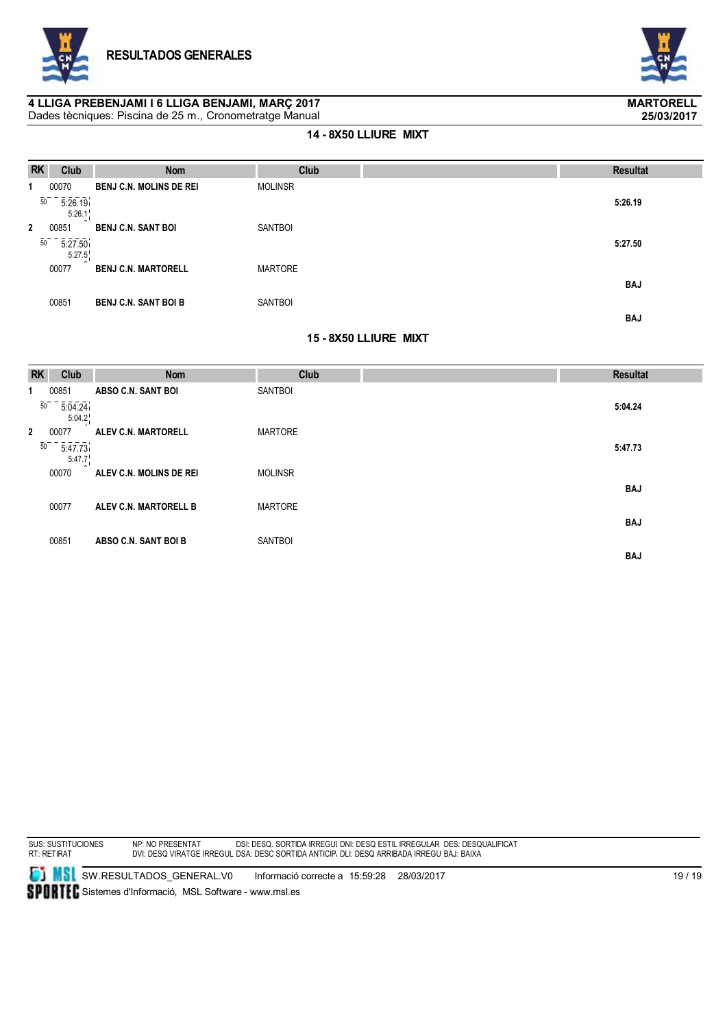# RESULTADOS GENERALES

**4 LLIGA PREBENJAMI I 6 LLIGA BENJAMI, MARÇ 2017**
Dades tècniques: Piscina de 25 m., Cronometratge Manual

**MARTORELL**
**25/03/2017**

### 14 - 8X50 LLIURE MIXT

| RK | Club | Nom | Club | | Resultat |
|---|---|---|---|---|---|
| 1 | 00070 | **BENJ C.N. MOLINS DE REI** | MOLINSR | | |
| | 50 5:26.19 5:26.1 | | | | **5:26.19** |
| 2 | 00851 | **BENJ C.N. SANT BOI** | SANTBOI | | |
| | 50 5:27.50 5:27.5 | | | | **5:27.50** |
| | 00077 | **BENJ C.N. MARTORELL** | MARTORE | | **BAJ** |
| | 00851 | **BENJ C.N. SANT BOI B** | SANTBOI | | **BAJ** |

### 15 - 8X50 LLIURE MIXT

| RK | Club | Nom | Club | | Resultat |
|---|---|---|---|---|---|
| 1 | 00851 | **ABSO C.N. SANT BOI** | SANTBOI | | |
| | 50 5:04.24 5:04.2 | | | | **5:04.24** |
| 2 | 00077 | **ALEV C.N. MARTORELL** | MARTORE | | |
| | 50 5:47.73 5:47.7 | | | | **5:47.73** |
| | 00070 | **ALEV C.N. MOLINS DE REI** | MOLINSR | | **BAJ** |
| | 00077 | **ALEV C.N. MARTORELL B** | MARTORE | | **BAJ** |
| | 00851 | **ABSO C.N. SANT BOI B** | SANTBOI | | **BAJ** |

SUS: SUSTITUCIONES NP: NO PRESENTAT DSI: DESQ. SORTIDA IRREGUl DNI: DESQ ESTIL IRREGULAR DES: DESQUALIFICAT
RT: RETIRAT DVI: DESQ VIRATGE IRREGUL DSA: DESC SORTIDA ANTICIP. DLI: DESQ ARRIBADA IRREGU BAJ: BAIXA

SW.RESULTADOS_GENERAL.V0 Informació correcte a 15:59:28 28/03/2017
Sistemes d'Informació, MSL Software - www.msl.es